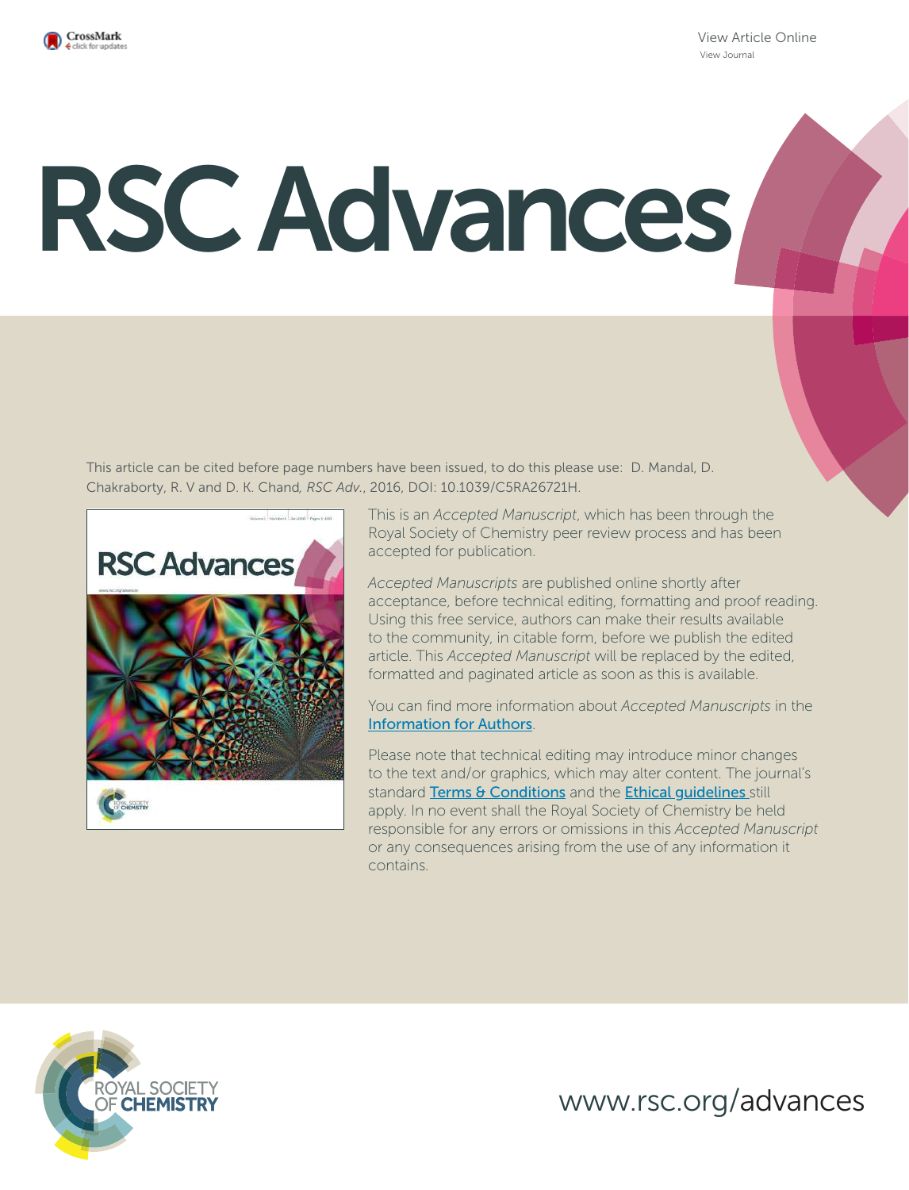View Article Online
View Journal

# RSC Advances

This article can be cited before page numbers have been issued, to do this please use: D. Mandal, D. Chakraborty, R. V and D. K. Chand, *RSC Adv.*, 2016, DOI: 10.1039/C5RA26721H.

This is an *Accepted Manuscript*, which has been through the Royal Society of Chemistry peer review process and has been accepted for publication.

*Accepted Manuscripts* are published online shortly after acceptance, before technical editing, formatting and proof reading. Using this free service, authors can make their results available to the community, in citable form, before we publish the edited article. This *Accepted Manuscript* will be replaced by the edited, formatted and paginated article as soon as this is available.

You can find more information about *Accepted Manuscripts* in the Information for Authors.

Please note that technical editing may introduce minor changes to the text and/or graphics, which may alter content. The journal's standard Terms & Conditions and the Ethical guidelines still apply. In no event shall the Royal Society of Chemistry be held responsible for any errors or omissions in this *Accepted Manuscript* or any consequences arising from the use of any information it contains.

ROYAL SOCIETY OF CHEMISTRY

www.rsc.org/advances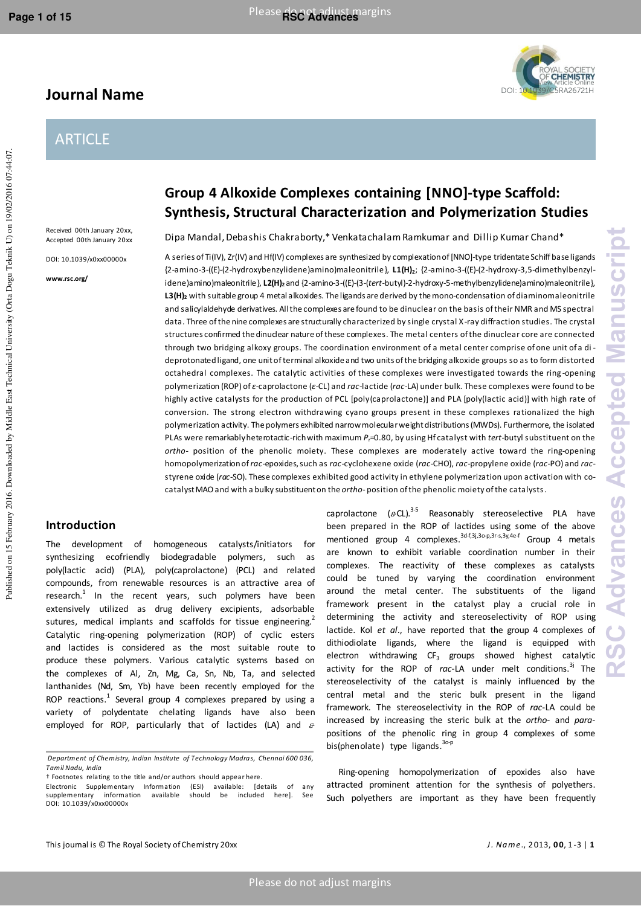# Journal Name

## ARTICLE

# Group 4 Alkoxide Complexes containing [NNO]-type Scaffold: Synthesis, Structural Characterization and Polymerization Studies

Received 00th January 20xx,
Accepted 00th January 20xx

DOI: 10.1039/x0xx00000x

www.rsc.org/

Dipa Mandal, Debashis Chakraborty,* Venkatachalam Ramkumar and Dillip Kumar Chand*

A series of Ti(IV), Zr(IV) and Hf(IV) complexes are synthesized by complexation of [NNO]-type tridentate Schiff base ligands {2-amino-3-((E)-(2-hydroxybenzylidene)amino)maleonitrile}, **L1(H)₂**; {2-amino-3-((E)-(2-hydroxy-3,5-dimethylbenzylidene)amino)maleonitrile}, **L2(H)₂** and {2-amino-3-((E)-(3-(*tert*-butyl)-2-hydroxy-5-methylbenzylidene)amino)maleonitrile}, **L3(H)₂** with suitable group 4 metal alkoxides. The ligands are derived by the mono-condensation of diaminomaleonitrile and salicylaldehyde derivatives. All the complexes are found to be dinuclear on the basis of their NMR and MS spectral data. Three of the nine complexes are structurally characterized by single crystal X-ray diffraction studies. The crystal structures confirmed the dinuclear nature of these complexes. The metal centers of the dinuclear core are connected through two bridging alkoxy groups. The coordination environment of a metal center comprise of one unit of a di-deprotonated ligand, one unit of terminal alkoxide and two units of the bridging alkoxide groups so as to form distorted octahedral complexes. The catalytic activities of these complexes were investigated towards the ring-opening polymerization (ROP) of *ε*-caprolactone (*ε*-CL) and *rac*-lactide (*rac*-LA) under bulk. These complexes were found to be highly active catalysts for the production of PCL [poly(caprolactone)] and PLA [poly(lactic acid)] with high rate of conversion. The strong electron withdrawing cyano groups present in these complexes rationalized the high polymerization activity. The polymers exhibited narrow molecular weight distributions (MWDs). Furthermore, the isolated PLAs were remarkably heterotactic-rich with maximum $P_r$=0.80, by using Hf catalyst with *tert*-butyl substituent on the *ortho*- position of the phenolic moiety. These complexes are moderately active toward the ring-opening homopolymerization of *rac*-epoxides, such as *rac*-cyclohexene oxide (*rac*-CHO), *rac*-propylene oxide (*rac*-PO) and *rac*-styrene oxide (*rac*-SO). These complexes exhibited good activity in ethylene polymerization upon activation with co-catalyst MAO and with a bulky substituent on the *ortho*- position of the phenolic moiety of the catalysts.

## Introduction

The development of homogeneous catalysts/initiators for synthesizing ecofriendly biodegradable polymers, such as poly(lactic acid) (PLA), poly(caprolactone) (PCL) and related compounds, from renewable resources is an attractive area of research.[1] In the recent years, such polymers have been extensively utilized as drug delivery excipients, adsorbable sutures, medical implants and scaffolds for tissue engineering.[2] Catalytic ring-opening polymerization (ROP) of cyclic esters and lactides is considered as the most suitable route to produce these polymers. Various catalytic systems based on the complexes of Al, Zn, Mg, Ca, Sn, Nb, Ta, and selected lanthanides (Nd, Sm, Yb) have been recently employed for the ROP reactions.[1] Several group 4 complexes prepared by using a variety of polydentate chelating ligands have also been employed for ROP, particularly that of lactides (LA) and *ε*-caprolactone (*ε*-CL).[3-5] Reasonably stereoselective PLA have been prepared in the ROP of lactides using some of the above mentioned group 4 complexes.[3d-f,3j,3o-p,3r-s,3y,4e-f] Group 4 metals are known to exhibit variable coordination number in their complexes. The reactivity of these complexes as catalysts could be tuned by varying the coordination environment around the metal center. The substituents of the ligand framework present in the catalyst play a crucial role in determining the activity and stereoselectivity of ROP using lactide. Kol *et al*., have reported that the group 4 complexes of dithiodiolate ligands, where the ligand is equipped with electron withdrawing $CF_3$ groups showed highest catalytic activity for the ROP of *rac*-LA under melt conditions.[3j] The stereoselectivity of the catalyst is mainly influenced by the central metal and the steric bulk present in the ligand framework. The stereoselectivity in the ROP of *rac*-LA could be increased by increasing the steric bulk at the *ortho*- and *para*-positions of the phenolic ring in group 4 complexes of some bis(phenolate) type ligands.[3o-p]

Ring-opening homopolymerization of epoxides also have attracted prominent attention for the synthesis of polyethers. Such polyethers are important as they have been frequently

*Department of Chemistry, Indian Institute of Technology Madras, Chennai 600 036, Tamil Nadu, India*

† Footnotes relating to the title and/or authors should appear here.

Electronic Supplementary Information (ESI) available: [details of any supplementary information available should be included here]. See DOI: 10.1039/x0xx00000x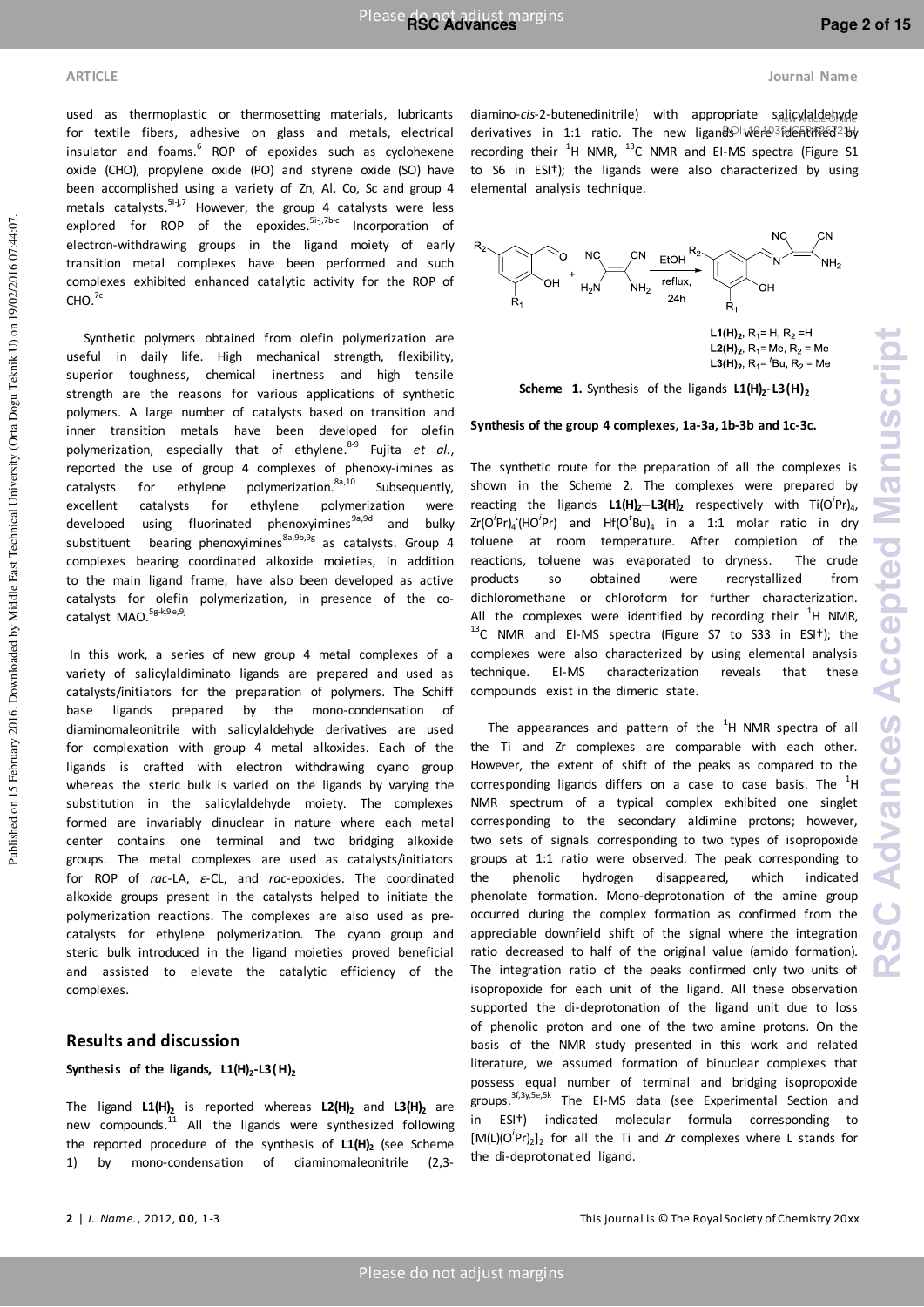used as thermoplastic or thermosetting materials, lubricants for textile fibers, adhesive on glass and metals, electrical insulator and foams.[6] ROP of epoxides such as cyclohexene oxide (CHO), propylene oxide (PO) and styrene oxide (SO) have been accomplished using a variety of Zn, Al, Co, Sc and group 4 metals catalysts.[5i-j,7] However, the group 4 catalysts were less explored for ROP of the epoxides.[5i-j,7b-c] Incorporation of electron-withdrawing groups in the ligand moiety of early transition metal complexes have been performed and such complexes exhibited enhanced catalytic activity for the ROP of CHO.[7c]

Synthetic polymers obtained from olefin polymerization are useful in daily life. High mechanical strength, flexibility, superior toughness, chemical inertness and high tensile strength are the reasons for various applications of synthetic polymers. A large number of catalysts based on transition and inner transition metals have been developed for olefin polymerization, especially that of ethylene.[8-9] Fujita *et al.*, reported the use of group 4 complexes of phenoxy-imines as catalysts for ethylene polymerization.[8a,10] Subsequently, excellent catalysts for ethylene polymerization were developed using fluorinated phenoxyimines[9a,9d] and bulky substituent bearing phenoxyimines[8a,9b,9g] as catalysts. Group 4 complexes bearing coordinated alkoxide moieties, in addition to the main ligand frame, have also been developed as active catalysts for olefin polymerization, in presence of the co-catalyst MAO.[5g-k,9e,9j]

In this work, a series of new group 4 metal complexes of a variety of salicylaldiminato ligands are prepared and used as catalysts/initiators for the preparation of polymers. The Schiff base ligands prepared by the mono-condensation of diaminomaleonitrile with salicylaldehyde derivatives are used for complexation with group 4 metal alkoxides. Each of the ligands is crafted with electron withdrawing cyano group whereas the steric bulk is varied on the ligands by varying the substitution in the salicylaldehyde moiety. The complexes formed are invariably dinuclear in nature where each metal center contains one terminal and two bridging alkoxide groups. The metal complexes are used as catalysts/initiators for ROP of *rac*-LA, *ε*-CL, and *rac*-epoxides. The coordinated alkoxide groups present in the catalysts helped to initiate the polymerization reactions. The complexes are also used as pre-catalysts for ethylene polymerization. The cyano group and steric bulk introduced in the ligand moieties proved beneficial and assisted to elevate the catalytic efficiency of the complexes.

## Results and discussion

### Synthesis of the ligands, $L1(H)_2$-$L3(H)_2$

The ligand $L1(H)_2$ is reported whereas $L2(H)_2$ and $L3(H)_2$ are new compounds.[11] All the ligands were synthesized following the reported procedure of the synthesis of $L1(H)_2$ (see Scheme 1) by mono-condensation of diaminomaleonitrile (2,3-diamino-*cis*-2-butenedinitrile) with appropriate salicylaldehyde derivatives in 1:1 ratio. The new ligands were identified by recording their $^1$H NMR, $^{13}$C NMR and EI-MS spectra (Figure S1 to S6 in ESI†); the ligands were also characterized by using elemental analysis technique.

EtOH
reflux,
24h

$L1(H)_2$, $R_1$= H, $R_2$ =H
$L2(H)_2$, $R_1$= Me, $R_2$ = Me
$L3(H)_2$, $R_1$= $^t$Bu, $R_2$ = Me

**Scheme 1.** Synthesis of the ligands $L1(H)_2$-$L3(H)_2$

### Synthesis of the group 4 complexes, 1a-3a, 1b-3b and 1c-3c.

The synthetic route for the preparation of all the complexes is shown in the Scheme 2. The complexes were prepared by reacting the ligands $L1(H)_2$–$L3(H)_2$ respectively with $Ti(O^iPr)_4$, $Zr(O^iPr)_4 \cdot (HO^iPr)$ and $Hf(O^tBu)_4$ in a 1:1 molar ratio in dry toluene at room temperature. After completion of the reactions, toluene was evaporated to dryness. The crude products so obtained were recrystallized from dichloromethane or chloroform for further characterization. All the complexes were identified by recording their $^1$H NMR, $^{13}$C NMR and EI-MS spectra (Figure S7 to S33 in ESI†); the complexes were also characterized by using elemental analysis technique. EI-MS characterization reveals that these compounds exist in the dimeric state.

The appearances and pattern of the $^1$H NMR spectra of all the Ti and Zr complexes are comparable with each other. However, the extent of shift of the peaks as compared to the corresponding ligands differs on a case to case basis. The $^1$H NMR spectrum of a typical complex exhibited one singlet corresponding to the secondary aldimine protons; however, two sets of signals corresponding to two types of isopropoxide groups at 1:1 ratio were observed. The peak corresponding to the phenolic hydrogen disappeared, which indicated phenolate formation. Mono-deprotonation of the amine group occurred during the complex formation as confirmed from the appreciable downfield shift of the signal where the integration ratio decreased to half of the original value (amido formation). The integration ratio of the peaks confirmed only two units of isopropoxide for each unit of the ligand. All these observation supported the di-deprotonation of the ligand unit due to loss of phenolic proton and one of the two amine protons. On the basis of the NMR study presented in this work and related literature, we assumed formation of binuclear complexes that possess equal number of terminal and bridging isopropoxide groups.[3f,3y,5e,5k] The EI-MS data (see Experimental Section and in ESI†) indicated molecular formula corresponding to $[M(L)(O^iPr)_2]_2$ for all the Ti and Zr complexes where L stands for the di-deprotonated ligand.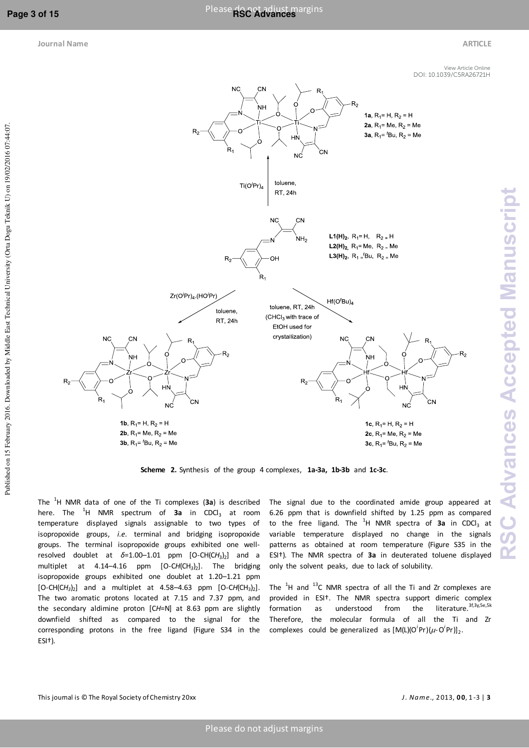**Scheme 2.** Synthesis of the group 4 complexes, **1a-3a, 1b-3b** and **1c-3c**.

The $^{1}$H NMR data of one of the Ti complexes (**3a**) is described here. The $^{1}$H NMR spectrum of **3a** in $CDCl_3$ at room temperature displayed signals assignable to two types of isopropoxide groups, *i.e.* terminal and bridging isopropoxide groups. The terminal isopropoxide groups exhibited one well-resolved doublet at $\delta$=1.00–1.01 ppm [O-CH($CH_3$)$_2$] and a multiplet at 4.14–4.16 ppm [O-$CH$($CH_3$)$_2$]. The bridging isopropoxide groups exhibited one doublet at 1.20–1.21 ppm [O-CH($CH_3$)$_2$] and a multiplet at 4.58–4.63 ppm [O-$CH$($CH_3$)$_2$]. The two aromatic protons located at 7.15 and 7.37 ppm, and the secondary aldimine proton [C$H$=N] at 8.63 ppm are slightly downfield shifted as compared to the signal for the corresponding protons in the free ligand (Figure S34 in the ESI†).

The signal due to the coordinated amide group appeared at 6.26 ppm that is downfield shifted by 1.25 ppm as compared to the free ligand. The $^{1}$H NMR spectra of **3a** in $CDCl_3$ at variable temperature displayed no change in the signals patterns as obtained at room temperature (Figure S35 in the ESI†). The NMR spectra of **3a** in deuterated toluene displayed only the solvent peaks, due to lack of solubility.

The $^{1}$H and $^{13}$C NMR spectra of all the Ti and Zr complexes are provided in ESI†. The NMR spectra support dimeric complex formation as understood from the literature.[3f,3y,5e,5k] Therefore, the molecular formula of all the Ti and Zr complexes could be generalized as $[M(L)(O^{i}Pr)(\mu\text{-}O^{i}Pr)]_2$.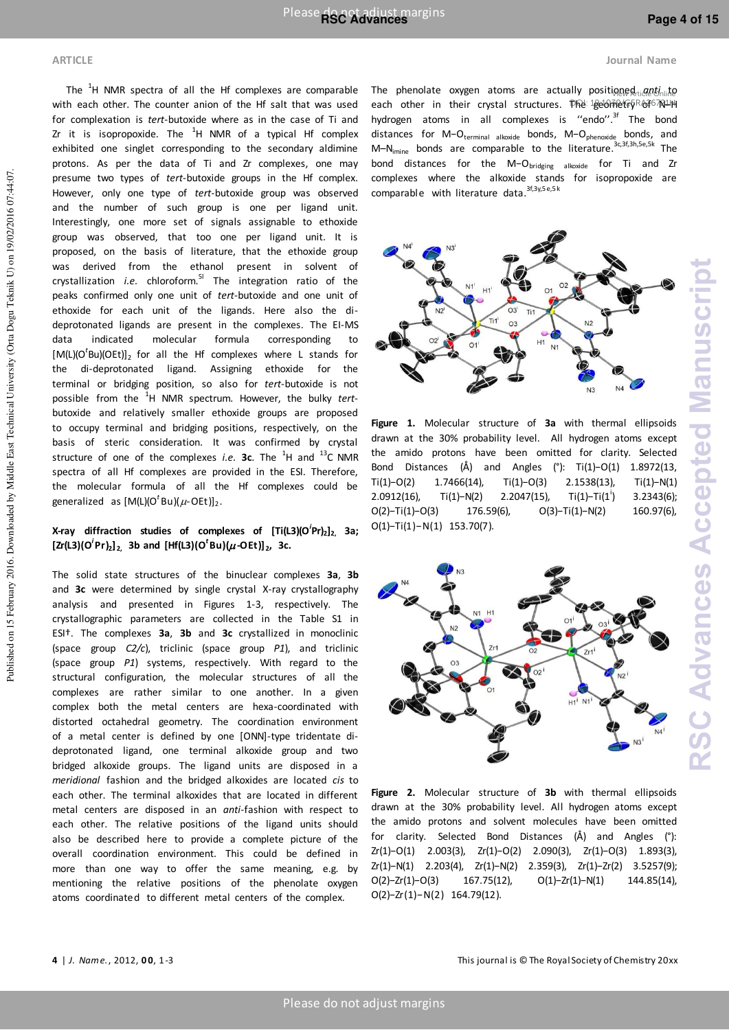The $^1$H NMR spectra of all the Hf complexes are comparable with each other. The counter anion of the Hf salt that was used for complexation is *tert*-butoxide where as in the case of Ti and Zr it is isopropoxide. The $^1$H NMR of a typical Hf complex exhibited one singlet corresponding to the secondary aldimine protons. As per the data of Ti and Zr complexes, one may presume two types of *tert*-butoxide groups in the Hf complex. However, only one type of *tert*-butoxide group was observed and the number of such group is one per ligand unit. Interestingly, one more set of signals assignable to ethoxide group was observed, that too one per ligand unit. It is proposed, on the basis of literature, that the ethoxide group was derived from the ethanol present in solvent of crystallization *i.e.* chloroform.[5l] The integration ratio of the peaks confirmed only one unit of *tert*-butoxide and one unit of ethoxide for each unit of the ligands. Here also the di-deprotonated ligands are present in the complexes. The EI-MS data indicated molecular formula corresponding to $[M(L)(O^tBu)(OEt)]_2$ for all the Hf complexes where L stands for the di-deprotonated ligand. Assigning ethoxide for the terminal or bridging position, so also for *tert*-butoxide is not possible from the $^1$H NMR spectrum. However, the bulky *tert*-butoxide and relatively smaller ethoxide groups are proposed to occupy terminal and bridging positions, respectively, on the basis of steric consideration. It was confirmed by crystal structure of one of the complexes *i.e.* **3c**. The $^1$H and $^{13}$C NMR spectra of all Hf complexes are provided in the ESI. Therefore, the molecular formula of all the Hf complexes could be generalized as $[M(L)(O^tBu)(\mu\text{-}OEt)]_2$.

### X-ray diffraction studies of complexes of $[Ti(L3)(O^iPr)_2]_2$, 3a; $[Zr(L3)(O^iPr)_2]_2$, 3b and $[Hf(L3)(O^tBu)(\mu\text{-}OEt)]_2$, 3c.

The solid state structures of the binuclear complexes **3a**, **3b** and **3c** were determined by single crystal X-ray crystallography analysis and presented in Figures 1-3, respectively. The crystallographic parameters are collected in the Table S1 in ESI†. The complexes **3a**, **3b** and **3c** crystallized in monoclinic (space group *C2/c*), triclinic (space group *P1*), and triclinic (space group *P1*) systems, respectively. With regard to the structural configuration, the molecular structures of all the complexes are rather similar to one another. In a given complex both the metal centers are hexa-coordinated with distorted octahedral geometry. The coordination environment of a metal center is defined by one [ONN]-type tridentate di-deprotonated ligand, one terminal alkoxide group and two bridged alkoxide groups. The ligand units are disposed in a *meridional* fashion and the bridged alkoxides are located *cis* to each other. The terminal alkoxides that are located in different metal centers are disposed in an *anti*-fashion with respect to each other. The relative positions of the ligand units should also be described here to provide a complete picture of the overall coordination environment. This could be defined in more than one way to offer the same meaning, e.g. by mentioning the relative positions of the phenolate oxygen atoms coordinated to different metal centers of the complex. The phenolate oxygen atoms are actually positioned *anti* to each other in their crystal structures. The geometry of N–H hydrogen atoms in all complexes is ''endo''.[3f] The bond distances for M–O$_{terminal\ alkoxide}$ bonds, M–O$_{phenoxide}$ bonds, and M–N$_{imine}$ bonds are comparable to the literature.[3c,3f,3h,5e,5k] The bond distances for the M–O$_{bridging\ alkoxide}$ for Ti and Zr complexes where the alkoxide stands for isopropoxide are comparable with literature data.[3f,3y,5e,5k]

**Figure 1.** Molecular structure of **3a** with thermal ellipsoids drawn at the 30% probability level. All hydrogen atoms except the amido protons have been omitted for clarity. Selected Bond Distances (Å) and Angles (°): Ti(1)–O(1) 1.8972(13), Ti(1)–O(2) 1.7466(14), Ti(1)–O(3) 2.1538(13), Ti(1)–N(1) 2.0912(16), Ti(1)–N(2) 2.2047(15), Ti(1)–Ti(1$^i$) 3.2343(6); O(2)–Ti(1)–O(3) 176.59(6), O(3)–Ti(1)–N(2) 160.97(6), O(1)–Ti(1)–N(1) 153.70(7).

**Figure 2.** Molecular structure of **3b** with thermal ellipsoids drawn at the 30% probability level. All hydrogen atoms except the amido protons and solvent molecules have been omitted for clarity. Selected Bond Distances (Å) and Angles (°): Zr(1)–O(1) 2.003(3), Zr(1)–O(2) 2.090(3), Zr(1)–O(3) 1.893(3), Zr(1)–N(1) 2.203(4), Zr(1)–N(2) 2.359(3), Zr(1)–Zr(2) 3.5257(9); O(2)–Zr(1)–O(3) 167.75(12), O(1)–Zr(1)–N(1) 144.85(14), O(2)–Zr(1)–N(2) 164.79(12).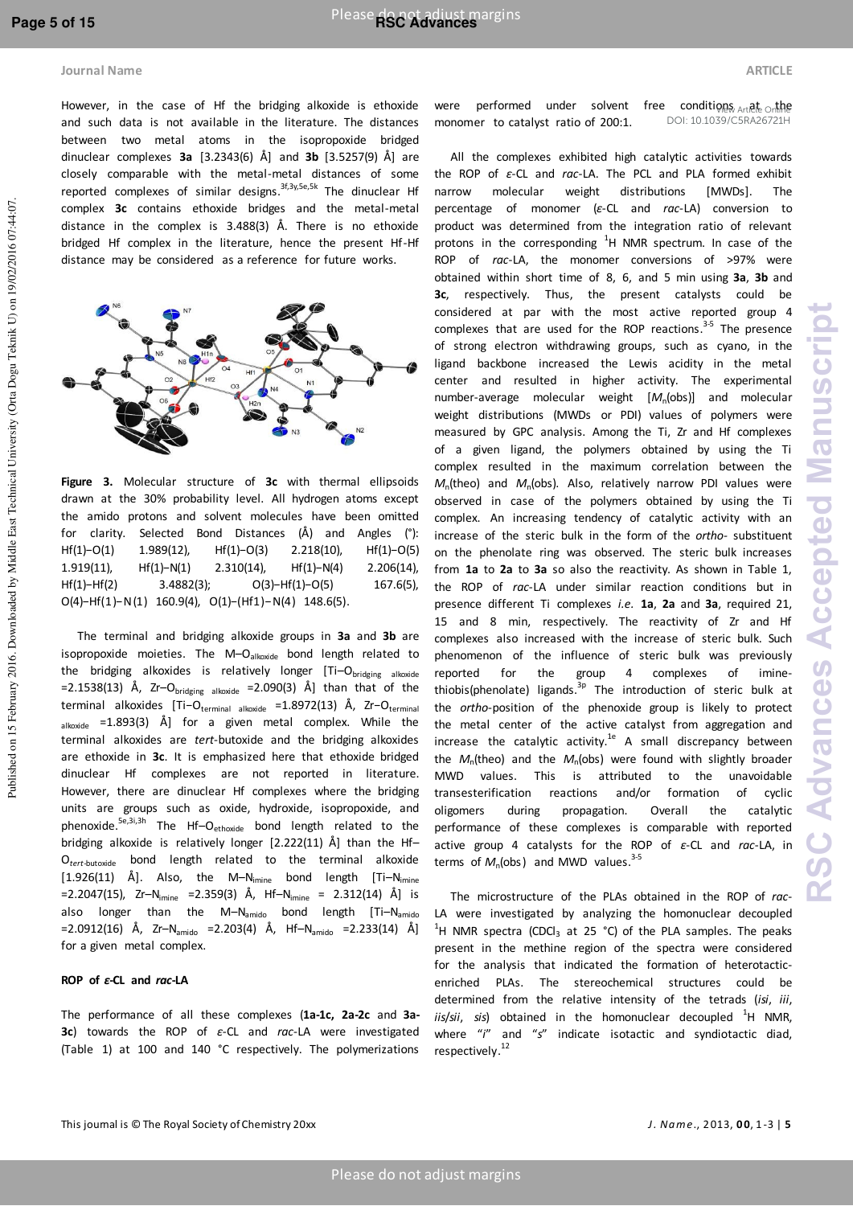However, in the case of Hf the bridging alkoxide is ethoxide and such data is not available in the literature. The distances between two metal atoms in the isopropoxide bridged dinuclear complexes **3a** [3.2343(6) Å] and **3b** [3.5257(9) Å] are closely comparable with the metal-metal distances of some reported complexes of similar designs.[3f,3y,5e,5k] The dinuclear Hf complex **3c** contains ethoxide bridges and the metal-metal distance in the complex is 3.488(3) Å. There is no ethoxide bridged Hf complex in the literature, hence the present Hf-Hf distance may be considered as a reference for future works.

**Figure 3.** Molecular structure of **3c** with thermal ellipsoids drawn at the 30% probability level. All hydrogen atoms except the amido protons and solvent molecules have been omitted for clarity. Selected Bond Distances (Å) and Angles (°): Hf(1)–O(1) 1.989(12), Hf(1)–O(3) 2.218(10), Hf(1)–O(5) 1.919(11), Hf(1)–N(1) 2.310(14), Hf(1)–N(4) 2.206(14), Hf(1)–Hf(2) 3.4882(3); O(3)–Hf(1)–O(5) 167.6(5), O(4)–Hf(1)–N(1) 160.9(4), O(1)–(Hf1)–N(4) 148.6(5).

The terminal and bridging alkoxide groups in **3a** and **3b** are isopropoxide moieties. The M–$O_{alkoxide}$ bond length related to the bridging alkoxides is relatively longer [Ti–$O_{bridging\ alkoxide}$ =2.1538(13) Å, Zr–$O_{bridging\ alkoxide}$ =2.090(3) Å] than that of the terminal alkoxides [Ti–$O_{terminal\ alkoxide}$ =1.8972(13) Å, Zr–$O_{terminal\ alkoxide}$ =1.893(3) Å] for a given metal complex. While the terminal alkoxides are *tert*-butoxide and the bridging alkoxides are ethoxide in **3c**. It is emphasized here that ethoxide bridged dinuclear Hf complexes are not reported in literature. However, there are dinuclear Hf complexes where the bridging units are groups such as oxide, hydroxide, isopropoxide, and phenoxide.[5e,3i,3h] The Hf–$O_{ethoxide}$ bond length related to the bridging alkoxide is relatively longer [2.222(11) Å] than the Hf–$O_{tert\text{-}butoxide}$ bond length related to the terminal alkoxide [1.926(11) Å]. Also, the M–$N_{imine}$ bond length [Ti–$N_{imine}$ =2.2047(15), Zr–$N_{imine}$ =2.359(3) Å, Hf–$N_{imine}$ = 2.312(14) Å] is also longer than the M–$N_{amido}$ bond length [Ti–$N_{amido}$ =2.0912(16) Å, Zr–$N_{amido}$ =2.203(4) Å, Hf–$N_{amido}$ =2.233(14) Å] for a given metal complex.

### ROP of *ε*-CL and *rac*-LA

The performance of all these complexes (**1a-1c, 2a-2c** and **3a-3c**) towards the ROP of *ε*-CL and *rac*-LA were investigated (Table 1) at 100 and 140 °C respectively. The polymerizations were performed under solvent free conditions at the monomer to catalyst ratio of 200:1.

All the complexes exhibited high catalytic activities towards the ROP of *ε*-CL and *rac*-LA. The PCL and PLA formed exhibit narrow molecular weight distributions [MWDs]. The percentage of monomer (*ε*-CL and *rac*-LA) conversion to product was determined from the integration ratio of relevant protons in the corresponding $^1$H NMR spectrum. In case of the ROP of *rac*-LA, the monomer conversions of >97% were obtained within short time of 8, 6, and 5 min using **3a**, **3b** and **3c**, respectively. Thus, the present catalysts could be considered at par with the most active reported group 4 complexes that are used for the ROP reactions.[3-5] The presence of strong electron withdrawing groups, such as cyano, in the ligand backbone increased the Lewis acidity in the metal center and resulted in higher activity. The experimental number-average molecular weight [$M_n$(obs)] and molecular weight distributions (MWDs or PDI) values of polymers were measured by GPC analysis. Among the Ti, Zr and Hf complexes of a given ligand, the polymers obtained by using the Ti complex resulted in the maximum correlation between the $M_n$(theo) and $M_n$(obs). Also, relatively narrow PDI values were observed in case of the polymers obtained by using the Ti complex. An increasing tendency of catalytic activity with an increase of the steric bulk in the form of the *ortho*- substituent on the phenolate ring was observed. The steric bulk increases from **1a** to **2a** to **3a** so also the reactivity. As shown in Table 1, the ROP of *rac*-LA under similar reaction conditions but in presence different Ti complexes *i.e.* **1a**, **2a** and **3a**, required 21, 15 and 8 min, respectively. The reactivity of Zr and Hf complexes also increased with the increase of steric bulk. Such phenomenon of the influence of steric bulk was previously reported for the group 4 complexes of imine-thiobis(phenolate) ligands.[3p] The introduction of steric bulk at the *ortho*-position of the phenoxide group is likely to protect the metal center of the active catalyst from aggregation and increase the catalytic activity.[1e] A small discrepancy between the $M_n$(theo) and the $M_n$(obs) were found with slightly broader MWD values. This is attributed to the unavoidable transesterification reactions and/or formation of cyclic oligomers during propagation. Overall the catalytic performance of these complexes is comparable with reported active group 4 catalysts for the ROP of *ε*-CL and *rac*-LA, in terms of $M_n$(obs) and MWD values.[3-5]

The microstructure of the PLAs obtained in the ROP of *rac*-LA were investigated by analyzing the homonuclear decoupled $^1$H NMR spectra ($CDCl_3$ at 25 °C) of the PLA samples. The peaks present in the methine region of the spectra were considered for the analysis that indicated the formation of heterotactic-enriched PLAs. The stereochemical structures could be determined from the relative intensity of the tetrads (*isi*, *iii*, *iis*/*sii*, *sis*) obtained in the homonuclear decoupled $^1$H NMR, where "*i*" and "*s*" indicate isotactic and syndiotactic diad, respectively.[12]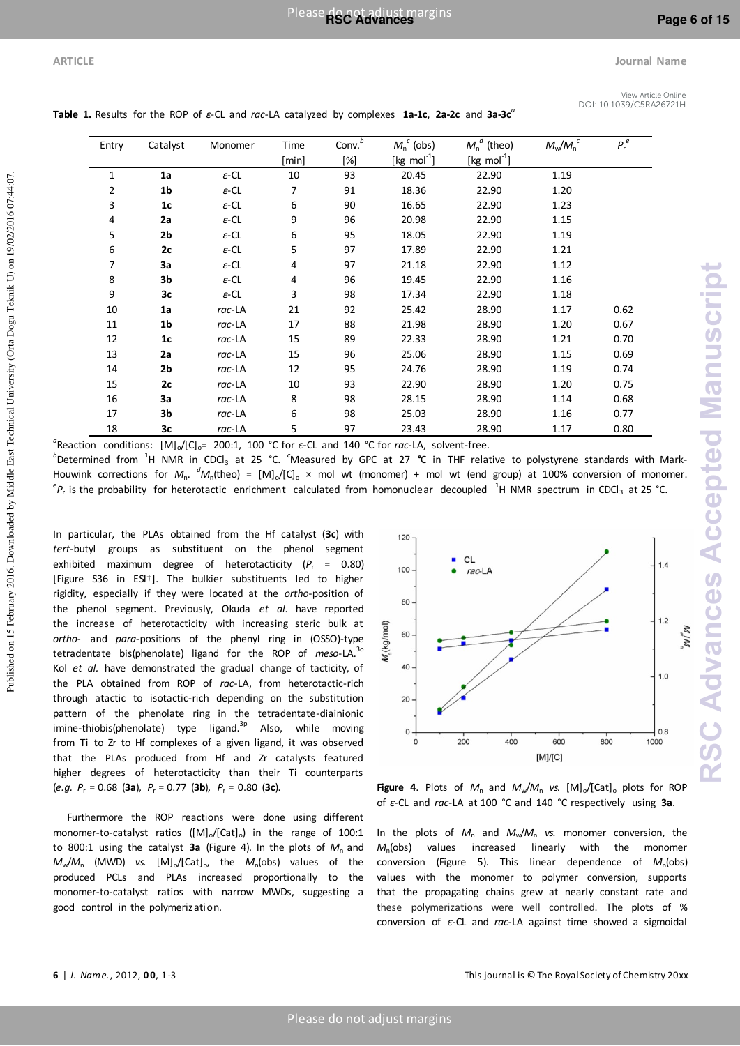**Table 1.** Results for the ROP of *ε*-CL and *rac*-LA catalyzed by complexes **1a-1c**, **2a-2c** and **3a-3c**[a]

| Entry | Catalyst | Monomer | Time [min] | Conv.[b] [%] | $M_n$[c] (obs) [kg mol$^{-1}$] | $M_n$[d] (theo) [kg mol$^{-1}$] | $M_w/M_n$[c] | $P_r$[e] |
|---|---|---|---|---|---|---|---|---|
| 1 | **1a** | *ε*-CL | 10 | 93 | 20.45 | 22.90 | 1.19 | |
| 2 | **1b** | *ε*-CL | 7 | 91 | 18.36 | 22.90 | 1.20 | |
| 3 | **1c** | *ε*-CL | 6 | 90 | 16.65 | 22.90 | 1.23 | |
| 4 | **2a** | *ε*-CL | 9 | 96 | 20.98 | 22.90 | 1.15 | |
| 5 | **2b** | *ε*-CL | 6 | 95 | 18.05 | 22.90 | 1.19 | |
| 6 | **2c** | *ε*-CL | 5 | 97 | 17.89 | 22.90 | 1.21 | |
| 7 | **3a** | *ε*-CL | 4 | 97 | 21.18 | 22.90 | 1.12 | |
| 8 | **3b** | *ε*-CL | 4 | 96 | 19.45 | 22.90 | 1.16 | |
| 9 | **3c** | *ε*-CL | 3 | 98 | 17.34 | 22.90 | 1.18 | |
| 10 | **1a** | *rac*-LA | 21 | 92 | 25.42 | 28.90 | 1.17 | 0.62 |
| 11 | **1b** | *rac*-LA | 17 | 88 | 21.98 | 28.90 | 1.20 | 0.67 |
| 12 | **1c** | *rac*-LA | 15 | 89 | 22.33 | 28.90 | 1.21 | 0.70 |
| 13 | **2a** | *rac*-LA | 15 | 96 | 25.06 | 28.90 | 1.15 | 0.69 |
| 14 | **2b** | *rac*-LA | 12 | 95 | 24.76 | 28.90 | 1.19 | 0.74 |
| 15 | **2c** | *rac*-LA | 10 | 93 | 22.90 | 28.90 | 1.20 | 0.75 |
| 16 | **3a** | *rac*-LA | 8 | 98 | 28.15 | 28.90 | 1.14 | 0.68 |
| 17 | **3b** | *rac*-LA | 6 | 98 | 25.03 | 28.90 | 1.16 | 0.77 |
| 18 | **3c** | *rac*-LA | 5 | 97 | 23.43 | 28.90 | 1.17 | 0.80 |

[a]Reaction conditions: $[M]_o/[C]_o$= 200:1, 100 °C for *ε*-CL and 140 °C for *rac*-LA, solvent-free.
[b]Determined from $^1$H NMR in $CDCl_3$ at 25 °C. [c]Measured by GPC at 27 ℃ in THF relative to polystyrene standards with Mark-Houwink corrections for $M_n$. [d]$M_n$(theo) = $[M]_o/[C]_o$ × mol wt (monomer) + mol wt (end group) at 100% conversion of monomer.
[e]$P_r$ is the probability for heterotactic enrichment calculated from homonuclear decoupled $^1$H NMR spectrum in $CDCl_3$ at 25 °C.

In particular, the PLAs obtained from the Hf catalyst (**3c**) with *tert*-butyl groups as substituent on the phenol segment exhibited maximum degree of heterotacticity ($P_r$ = 0.80) [Figure S36 in ESI†]. The bulkier substituents led to higher rigidity, especially if they were located at the *ortho*-position of the phenol segment. Previously, Okuda *et al.* have reported the increase of heterotacticity with increasing steric bulk at *ortho*- and *para*-positions of the phenyl ring in (OSSO)-type tetradentate bis(phenolate) ligand for the ROP of *meso*-LA.[3o] Kol *et al.* have demonstrated the gradual change of tacticity, of the PLA obtained from ROP of *rac*-LA, from heterotactic-rich through atactic to isotactic-rich depending on the substitution pattern of the phenolate ring in the tetradentate-diainionic imine-thiobis(phenolate) type ligand.[3p] Also, while moving from Ti to Zr to Hf complexes of a given ligand, it was observed that the PLAs produced from Hf and Zr catalysts featured higher degrees of heterotacticity than their Ti counterparts (*e.g.* $P_r$ = 0.68 (**3a**), $P_r$ = 0.77 (**3b**), $P_r$ = 0.80 (**3c**).

Furthermore the ROP reactions were done using different monomer-to-catalyst ratios ($[M]_o/[Cat]_o$) in the range of 100:1 to 800:1 using the catalyst **3a** (Figure 4). In the plots of $M_n$ and $M_w/M_n$ (MWD) *vs.* $[M]_o/[Cat]_o$, the $M_n$(obs) values of the produced PCLs and PLAs increased proportionally to the monomer-to-catalyst ratios with narrow MWDs, suggesting a good control in the polymerization.

120
100
80
60
40
20
0
$M_n$(kg/mol)
CL
*rac*-LA
0 200 400 600 800 1000
[M]/[C]
1.4
1.2
1.0
0.8
$M_w/M_n$

**Figure 4**. Plots of $M_n$ and $M_w/M_n$ *vs.* $[M]_o/[Cat]_o$ plots for ROP of *ε*-CL and *rac*-LA at 100 °C and 140 °C respectively using **3a**.

In the plots of $M_n$ and $M_w/M_n$ *vs.* monomer conversion, the $M_n$(obs) values increased linearly with the monomer conversion (Figure 5). This linear dependence of $M_n$(obs) values with the monomer to polymer conversion, supports that the propagating chains grew at nearly constant rate and these polymerizations were well controlled. The plots of % conversion of *ε*-CL and *rac*-LA against time showed a sigmoidal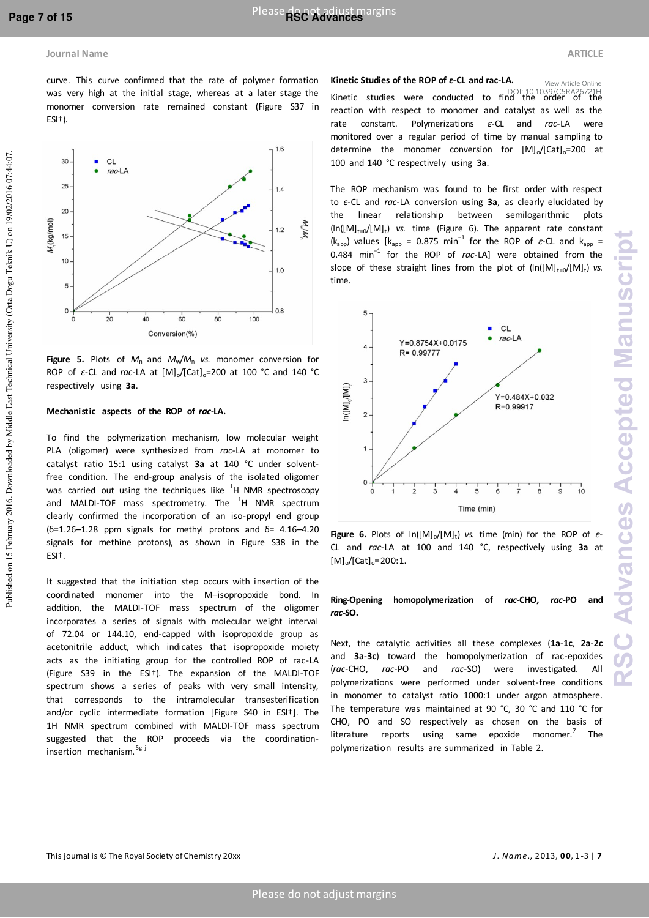curve. This curve confirmed that the rate of polymer formation was very high at the initial stage, whereas at a later stage the monomer conversion rate remained constant (Figure S37 in ESI†).

CL
rac-LA
$M_n$ (kg/mol)
$M_w/M_n$
Conversion(%)
0 20 40 60 80 100
0 5 10 15 20 25 30
0.8 1.0 1.2 1.4 1.6

**Figure 5.** Plots of $M_n$ and $M_w/M_n$ *vs.* monomer conversion for ROP of *ε*-CL and *rac*-LA at $[M]_o/[Cat]_o$=200 at 100 °C and 140 °C respectively using **3a**.

### Mechanistic aspects of the ROP of *rac*-LA.

To find the polymerization mechanism, low molecular weight PLA (oligomer) were synthesized from *rac*-LA at monomer to catalyst ratio 15:1 using catalyst **3a** at 140 °C under solvent-free condition. The end-group analysis of the isolated oligomer was carried out using the techniques like $^1$H NMR spectroscopy and MALDI-TOF mass spectrometry. The $^1$H NMR spectrum clearly confirmed the incorporation of an iso-propyl end group (δ=1.26–1.28 ppm signals for methyl protons and δ= 4.16–4.20 signals for methine protons), as shown in Figure S38 in the ESI†.

It suggested that the initiation step occurs with insertion of the coordinated monomer into the M–isopropoxide bond. In addition, the MALDI-TOF mass spectrum of the oligomer incorporates a series of signals with molecular weight interval of 72.04 or 144.10, end-capped with isopropoxide group as acetonitrile adduct, which indicates that isopropoxide moiety acts as the initiating group for the controlled ROP of rac-LA (Figure S39 in the ESI†). The expansion of the MALDI-TOF spectrum shows a series of peaks with very small intensity, that corresponds to the intramolecular transesterification and/or cyclic intermediate formation [Figure S40 in ESI†]. The 1H NMR spectrum combined with MALDI-TOF mass spectrum suggested that the ROP proceeds via the coordination-insertion mechanism.[5g-j]

### Kinetic Studies of the ROP of ε-CL and rac-LA.

Kinetic studies were conducted to find the order of the reaction with respect to monomer and catalyst as well as the rate constant. Polymerizations *ε*-CL and *rac*-LA were monitored over a regular period of time by manual sampling to determine the monomer conversion for $[M]_o/[Cat]_o$=200 at 100 and 140 °C respectively using **3a**.

The ROP mechanism was found to be first order with respect to *ε*-CL and *rac*-LA conversion using **3a**, as clearly elucidated by the linear relationship between semilogarithmic plots ($\ln([M]_{t=0}/[M]_t)$ *vs.* time (Figure 6). The apparent rate constant ($k_{app}$) values [$k_{app}$ = 0.875 $min^{-1}$ for the ROP of *ε*-CL and $k_{app}$ = 0.484 $min^{-1}$ for the ROP of *rac*-LA] were obtained from the slope of these straight lines from the plot of ($\ln([M]_{t=0}/[M]_t)$ *vs.* time.

CL
rac-LA
Y=0.8754X+0.0175
R= 0.99777
Y=0.484X+0.032
R=0.99917
$\ln([M]_o/[M]_t)$
Time (min)
0 1 2 3 4 5 6 7 8 9 10
0 1 2 3 4 5

**Figure 6.** Plots of $\ln([M]_o/[M]_t)$ *vs.* time (min) for the ROP of *ε*-CL and *rac*-LA at 100 and 140 °C, respectively using **3a** at $[M]_o/[Cat]_o$= 200:1.

### Ring-Opening homopolymerization of *rac*-CHO, *rac*-PO and *rac*-SO.

Next, the catalytic activities all these complexes (**1a**-**1c**, **2a**-**2c** and **3a**-**3c**) toward the homopolymerization of rac-epoxides (*rac*-CHO, *rac*-PO and *rac*-SO) were investigated. All polymerizations were performed under solvent-free conditions in monomer to catalyst ratio 1000:1 under argon atmosphere. The temperature was maintained at 90 °C, 30 °C and 110 °C for CHO, PO and SO respectively as chosen on the basis of literature reports using same epoxide monomer.[7] The polymerization results are summarized in Table 2.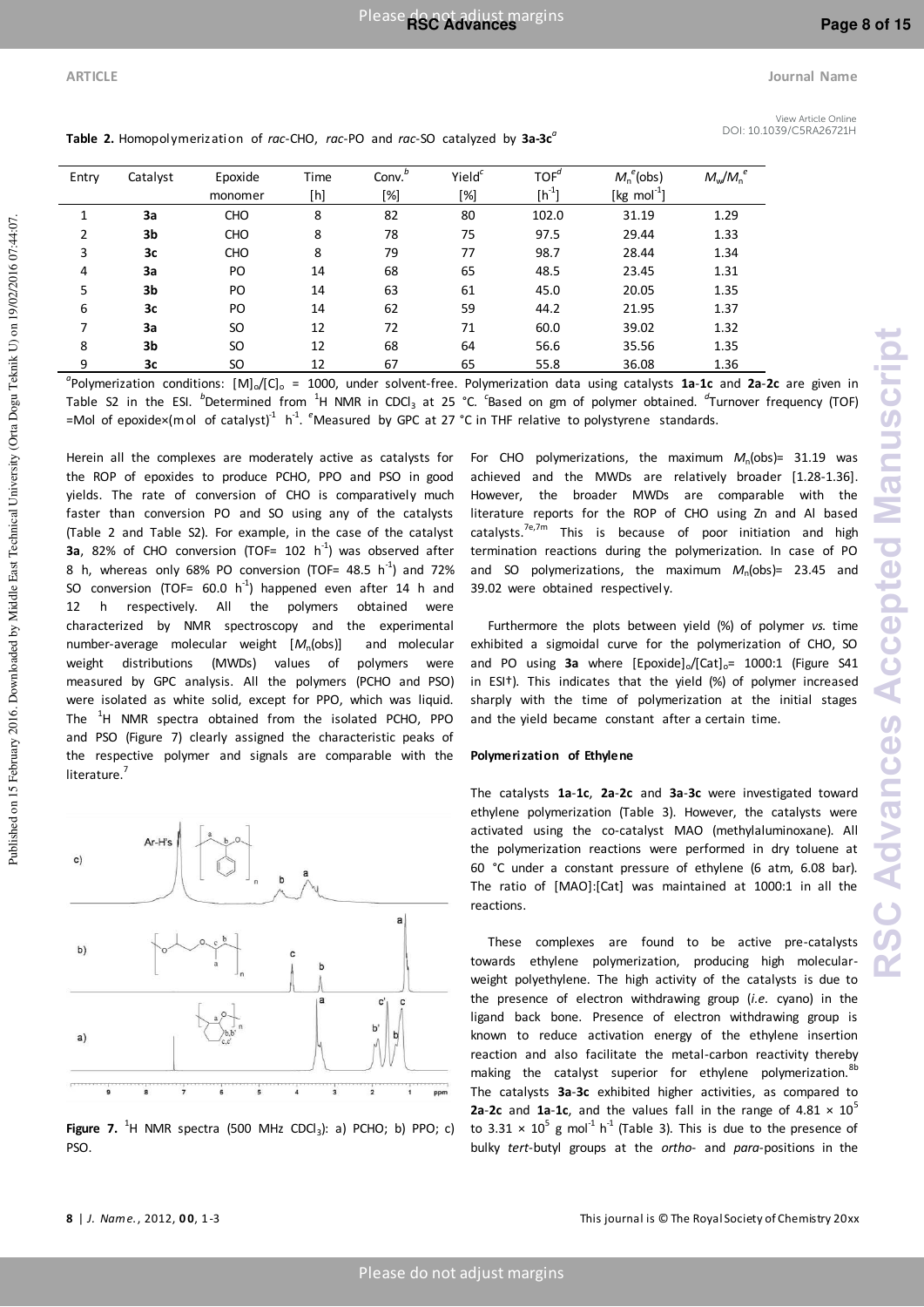**Table 2.** Homopolymerization of *rac*-CHO, *rac*-PO and *rac*-SO catalyzed by **3a**-**3c**[a]

| Entry | Catalyst | Epoxide monomer | Time [h] | Conv.[b] [%] | Yield[c] [%] | TOF[d] [$h^{-1}$] | $M_n$[e](obs) [kg $mol^{-1}$] | $M_w/M_n$[e] |
|---|---|---|---|---|---|---|---|---|
| 1 | **3a** | CHO | 8 | 82 | 80 | 102.0 | 31.19 | 1.29 |
| 2 | **3b** | CHO | 8 | 78 | 75 | 97.5 | 29.44 | 1.33 |
| 3 | **3c** | CHO | 8 | 79 | 77 | 98.7 | 28.44 | 1.34 |
| 4 | **3a** | PO | 14 | 68 | 65 | 48.5 | 23.45 | 1.31 |
| 5 | **3b** | PO | 14 | 63 | 61 | 45.0 | 20.05 | 1.35 |
| 6 | **3c** | PO | 14 | 62 | 59 | 44.2 | 21.95 | 1.37 |
| 7 | **3a** | SO | 12 | 72 | 71 | 60.0 | 39.02 | 1.32 |
| 8 | **3b** | SO | 12 | 68 | 64 | 56.6 | 35.56 | 1.35 |
| 9 | **3c** | SO | 12 | 67 | 65 | 55.8 | 36.08 | 1.36 |

[a]Polymerization conditions: $[M]_o/[C]_o$ = 1000, under solvent-free. Polymerization data using catalysts **1a**-**1c** and **2a**-**2c** are given in Table S2 in the ESI. [b]Determined from $^1$H NMR in $CDCl_3$ at 25 °C. [c]Based on gm of polymer obtained. [d]Turnover frequency (TOF) =Mol of epoxide×(mol of catalyst)$^{-1}$ $h^{-1}$. [e]Measured by GPC at 27 °C in THF relative to polystyrene standards.

Herein all the complexes are moderately active as catalysts for the ROP of epoxides to produce PCHO, PPO and PSO in good yields. The rate of conversion of CHO is comparatively much faster than conversion PO and SO using any of the catalysts (Table 2 and Table S2). For example, in the case of the catalyst **3a**, 82% of CHO conversion (TOF= 102 $h^{-1}$) was observed after 8 h, whereas only 68% PO conversion (TOF= 48.5 $h^{-1}$) and 72% SO conversion (TOF= 60.0 $h^{-1}$) happened even after 14 h and 12 h respectively. All the polymers obtained were characterized by NMR spectroscopy and the experimental number-average molecular weight [$M_n$(obs)] and molecular weight distributions (MWDs) values of polymers were measured by GPC analysis. All the polymers (PCHO and PSO) were isolated as white solid, except for PPO, which was liquid. The $^1$H NMR spectra obtained from the isolated PCHO, PPO and PSO (Figure 7) clearly assigned the characteristic peaks of the respective polymer and signals are comparable with the literature.[7]

**Figure 7.** $^1$H NMR spectra (500 MHz $CDCl_3$): a) PCHO; b) PPO; c) PSO.

For CHO polymerizations, the maximum $M_n$(obs)= 31.19 was achieved and the MWDs are relatively broader [1.28-1.36]. However, the broader MWDs are comparable with the literature reports for the ROP of CHO using Zn and Al based catalysts.[7e,7m] This is because of poor initiation and high termination reactions during the polymerization. In case of PO and SO polymerizations, the maximum $M_n$(obs)= 23.45 and 39.02 were obtained respectively.

Furthermore the plots between yield (%) of polymer *vs.* time exhibited a sigmoidal curve for the polymerization of CHO, SO and PO using **3a** where $[Epoxide]_o/[Cat]_o$= 1000:1 (Figure S41 in ESI†). This indicates that the yield (%) of polymer increased sharply with the time of polymerization at the initial stages and the yield became constant after a certain time.

**Polymerization of Ethylene**

The catalysts **1a**-**1c**, **2a**-**2c** and **3a**-**3c** were investigated toward ethylene polymerization (Table 3). However, the catalysts were activated using the co-catalyst MAO (methylaluminoxane). All the polymerization reactions were performed in dry toluene at 60 °C under a constant pressure of ethylene (6 atm, 6.08 bar). The ratio of [MAO]:[Cat] was maintained at 1000:1 in all the reactions.

These complexes are found to be active pre-catalysts towards ethylene polymerization, producing high molecular-weight polyethylene. The high activity of the catalysts is due to the presence of electron withdrawing group (*i.e.* cyano) in the ligand back bone. Presence of electron withdrawing group is known to reduce activation energy of the ethylene insertion reaction and also facilitate the metal-carbon reactivity thereby making the catalyst superior for ethylene polymerization.[8b] The catalysts **3a**-**3c** exhibited higher activities, as compared to **2a**-**2c** and **1a**-**1c**, and the values fall in the range of 4.81 × $10^5$ to 3.31 × $10^5$ g $mol^{-1}$ $h^{-1}$ (Table 3). This is due to the presence of bulky *tert*-butyl groups at the *ortho*- and *para*-positions in the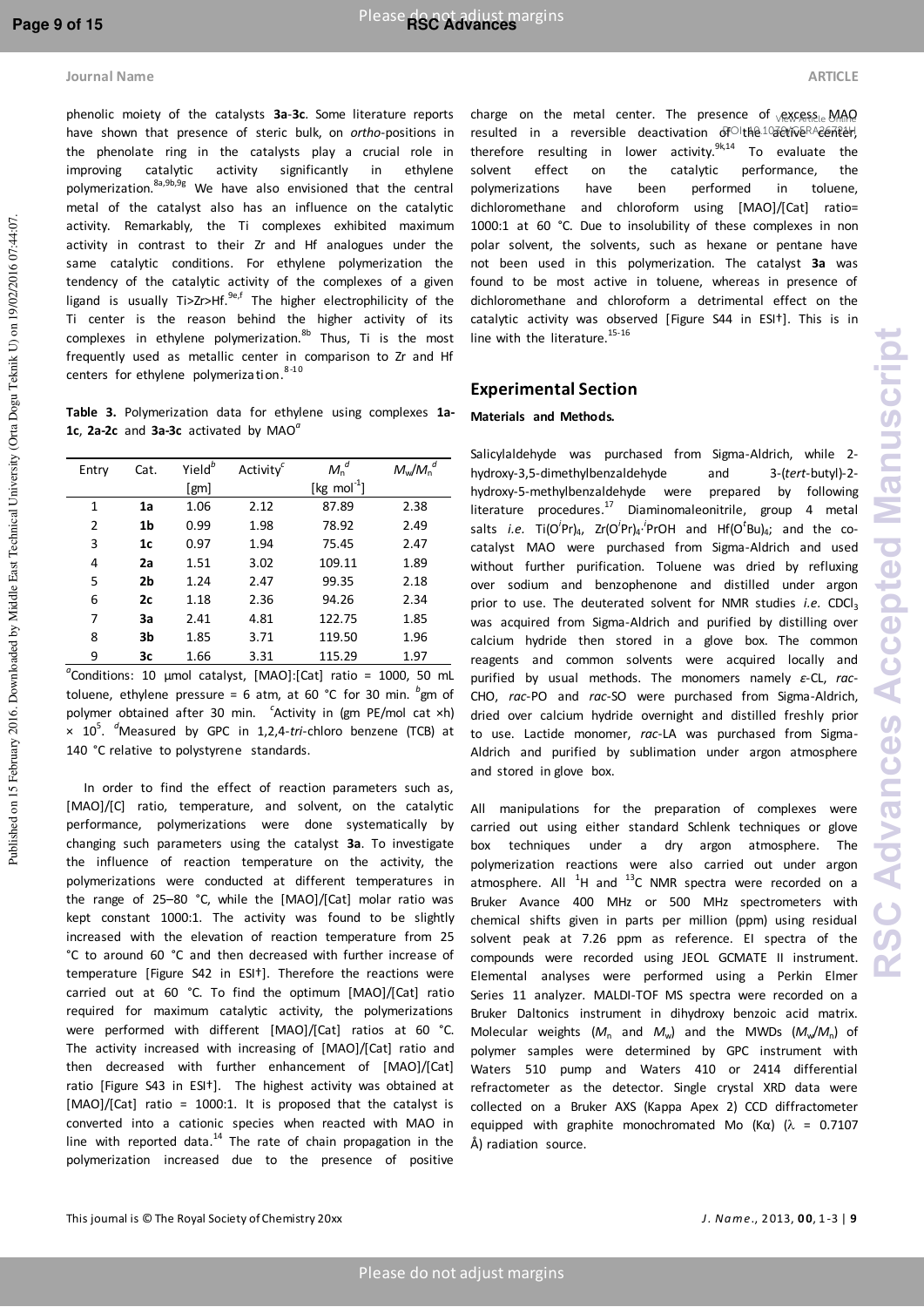phenolic moiety of the catalysts **3a**-**3c**. Some literature reports have shown that presence of steric bulk, on *ortho*-positions in the phenolate ring in the catalysts play a crucial role in improving catalytic activity significantly in ethylene polymerization.[8a,9b,9g] We have also envisioned that the central metal of the catalyst also has an influence on the catalytic activity. Remarkably, the Ti complexes exhibited maximum activity in contrast to their Zr and Hf analogues under the same catalytic conditions. For ethylene polymerization the tendency of the catalytic activity of the complexes of a given ligand is usually Ti>Zr>Hf.[9e,f] The higher electrophilicity of the Ti center is the reason behind the higher activity of its complexes in ethylene polymerization.[8b] Thus, Ti is the most frequently used as metallic center in comparison to Zr and Hf centers for ethylene polymerization.[8-10]

**Table 3.** Polymerization data for ethylene using complexes **1a-1c**, **2a-2c** and **3a-3c** activated by MAO[a]

| Entry | Cat. | Yield[b] [gm] | Activity[c] | $M_n$[d] [kg mol$^{-1}$] | $M_w/M_n$[d] |
|---|---|---|---|---|---|
| 1 | **1a** | 1.06 | 2.12 | 87.89 | 2.38 |
| 2 | **1b** | 0.99 | 1.98 | 78.92 | 2.49 |
| 3 | **1c** | 0.97 | 1.94 | 75.45 | 2.47 |
| 4 | **2a** | 1.51 | 3.02 | 109.11 | 1.89 |
| 5 | **2b** | 1.24 | 2.47 | 99.35 | 2.18 |
| 6 | **2c** | 1.18 | 2.36 | 94.26 | 2.34 |
| 7 | **3a** | 2.41 | 4.81 | 122.75 | 1.85 |
| 8 | **3b** | 1.85 | 3.71 | 119.50 | 1.96 |
| 9 | **3c** | 1.66 | 3.31 | 115.29 | 1.97 |

[a]Conditions: 10 µmol catalyst, [MAO]:[Cat] ratio = 1000, 50 mL toluene, ethylene pressure = 6 atm, at 60 °C for 30 min. [b]gm of polymer obtained after 30 min. [c]Activity in (gm PE/mol cat ×h) × $10^5$. [d]Measured by GPC in 1,2,4-*tri*-chloro benzene (TCB) at 140 °C relative to polystyrene standards.

In order to find the effect of reaction parameters such as, [MAO]/[C] ratio, temperature, and solvent, on the catalytic performance, polymerizations were done systematically by changing such parameters using the catalyst **3a**. To investigate the influence of reaction temperature on the activity, the polymerizations were conducted at different temperatures in the range of 25–80 °C, while the [MAO]/[Cat] molar ratio was kept constant 1000:1. The activity was found to be slightly increased with the elevation of reaction temperature from 25 °C to around 60 °C and then decreased with further increase of temperature [Figure S42 in ESI†]. Therefore the reactions were carried out at 60 °C. To find the optimum [MAO]/[Cat] ratio required for maximum catalytic activity, the polymerizations were performed with different [MAO]/[Cat] ratios at 60 °C. The activity increased with increasing of [MAO]/[Cat] ratio and then decreased with further enhancement of [MAO]/[Cat] ratio [Figure S43 in ESI†]. The highest activity was obtained at [MAO]/[Cat] ratio = 1000:1. It is proposed that the catalyst is converted into a cationic species when reacted with MAO in line with reported data.[14] The rate of chain propagation in the polymerization increased due to the presence of positive charge on the metal center. The presence of excess MAO resulted in a reversible deactivation of the active center, therefore resulting in lower activity.[9k,14] To evaluate the solvent effect on the catalytic performance, the polymerizations have been performed in toluene, dichloromethane and chloroform using [MAO]/[Cat] ratio= 1000:1 at 60 °C. Due to insolubility of these complexes in non polar solvent, the solvents, such as hexane or pentane have not been used in this polymerization. The catalyst **3a** was found to be most active in toluene, whereas in presence of dichloromethane and chloroform a detrimental effect on the catalytic activity was observed [Figure S44 in ESI†]. This is in line with the literature.[15-16]

## Experimental Section

### Materials and Methods.

Salicylaldehyde was purchased from Sigma-Aldrich, while 2-hydroxy-3,5-dimethylbenzaldehyde and 3-(*tert*-butyl)-2-hydroxy-5-methylbenzaldehyde were prepared by following literature procedures.[17] Diaminomaleonitrile, group 4 metal salts *i.e.* $Ti(O^iPr)_4$, $Zr(O^iPr)_4 \cdot {}^iPrOH$ and $Hf(O^tBu)_4$; and the co-catalyst MAO were purchased from Sigma-Aldrich and used without further purification. Toluene was dried by refluxing over sodium and benzophenone and distilled under argon prior to use. The deuterated solvent for NMR studies *i.e.* $CDCl_3$ was acquired from Sigma-Aldrich and purified by distilling over calcium hydride then stored in a glove box. The common reagents and common solvents were acquired locally and purified by usual methods. The monomers namely *ε*-CL, *rac*-CHO, *rac*-PO and *rac*-SO were purchased from Sigma-Aldrich, dried over calcium hydride overnight and distilled freshly prior to use. Lactide monomer, *rac*-LA was purchased from Sigma-Aldrich and purified by sublimation under argon atmosphere and stored in glove box.

All manipulations for the preparation of complexes were carried out using either standard Schlenk techniques or glove box techniques under a dry argon atmosphere. The polymerization reactions were also carried out under argon atmosphere. All $^1H$ and $^{13}C$ NMR spectra were recorded on a Bruker Avance 400 MHz or 500 MHz spectrometers with chemical shifts given in parts per million (ppm) using residual solvent peak at 7.26 ppm as reference. EI spectra of the compounds were recorded using JEOL GCMATE II instrument. Elemental analyses were performed using a Perkin Elmer Series 11 analyzer. MALDI-TOF MS spectra were recorded on a Bruker Daltonics instrument in dihydroxy benzoic acid matrix. Molecular weights ($M_n$ and $M_w$) and the MWDs ($M_w/M_n$) of polymer samples were determined by GPC instrument with Waters 510 pump and Waters 410 or 2414 differential refractometer as the detector. Single crystal XRD data were collected on a Bruker AXS (Kappa Apex 2) CCD diffractometer equipped with graphite monochromated Mo (Kα) (λ = 0.7107 Å) radiation source.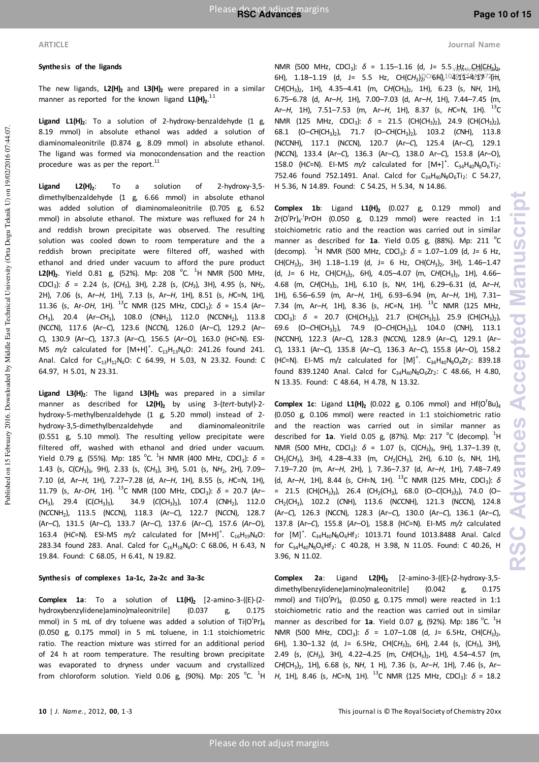### Synthesis of the ligands

The new ligands, **L2(H)$_2$** and **L3(H)$_2$** were prepared in a similar manner as reported for the known ligand **L1(H)$_2$**.[11]

**Ligand L1(H)$_2$**: To a solution of 2-hydroxy-benzaldehyde (1 g, 8.19 mmol) in absolute ethanol was added a solution of diaminomaleonitrile (0.874 g, 8.09 mmol) in absolute ethanol. The ligand was formed via monocondensation and the reaction procedure was as per the report.[11]

**Ligand L2(H)$_2$**: To a solution of 2-hydroxy-3,5-dimethylbenzaldehyde (1 g, 6.66 mmol) in absolute ethanol was added solution of diaminomaleonitrile (0.705 g, 6.52 mmol) in absolute ethanol. The mixture was refluxed for 24 h and reddish brown precipitate was observed. The resulting solution was cooled down to room temperature and the a reddish brown precipitate were filtered off, washed with ethanol and dried under vacuum to afford the pure product **L2(H)$_2$**. Yield 0.81 g, (52%). Mp: 208 °C. $^1$H NMR (500 MHz, CDCl$_3$): $\delta$ = 2.24 (s, (C*H*$_3$), 3H), 2.28 (s, (C*H*$_3$), 3H), 4.95 (s, N*H*$_2$, 2H), 7.06 (s, Ar–*H*, 1H), 7.13 (s, Ar–*H*, 1H), 8.51 (s, *H*C=N, 1H), 11.36 (s, Ar-*OH*, 1H). $^{13}$C NMR (125 MHz, CDCl$_3$): $\delta$ = 15.4 (Ar–*C*H$_3$), 20.4 (Ar–*C*H$_3$), 108.0 (*C*NH$_2$), 112.0 (N*C*CNH$_2$), 113.8 (N*C*CN), 117.6 (Ar–*C*), 123.6 (N*C*CN), 126.0 (Ar–*C*), 129.2 (Ar–*C*), 130.9 (Ar–*C*), 137.3 (Ar–*C*), 156.5 (*Ar*–O), 163.0 (H*C*=N). ESI-MS *m/z* calculated for [M+H]$^+$. $C_{13}H_{13}N_4O$: 241.26 found 241. Anal. Calcd for $C_{13}H_{12}N_4O$: C 64.99, H 5.03, N 23.32. Found: C 64.97, H 5.01, N 23.31.

**Ligand L3(H)$_2$**: The ligand **L3(H)$_2$** was prepared in a similar manner as described for **L2(H)$_2$** by using 3-(*tert*-butyl)-2-hydroxy-5-methylbenzaldehyde (1 g, 5.20 mmol) instead of 2-hydroxy-3,5-dimethylbenzaldehyde and diaminomaleonitrile (0.551 g, 5.10 mmol). The resulting yellow precipitate were filtered off, washed with ethanol and dried under vacuum. Yield 0.79 g, (55%). Mp: 185 °C. $^1$H NMR (400 MHz, CDCl$_3$): $\delta$ = 1.43 (s, C(C*H*$_3$)$_3$, 9H), 2.33 (s, (C*H*$_3$), 3H), 5.01 (s, N*H*$_2$, 2H), 7.09–7.10 (d, Ar–*H*, 1H), 7.27–7.28 (d, Ar–*H*, 1H), 8.55 (s, *H*C=N, 1H), 11.79 (s, Ar-*OH*, 1H). $^{13}$C NMR (100 MHz, CDCl$_3$): $\delta$ = 20.7 (Ar–*C*H$_3$), 29.4 (C(*C*H$_3$)$_3$), 34.9 (*C*(CH$_3$)$_3$), 107.4 (*C*NH$_2$), 112.0 (N*C*CNH$_2$), 113.5 (N*C*CN), 118.3 (Ar–*C*), 122.7 (N*C*CN), 128.7 (Ar–*C*), 131.5 (Ar–*C*), 133.7 (Ar–*C*), 137.6 (Ar–*C*), 157.6 (*Ar*–O), 163.4 (H*C*=N). ESI-MS *m/z* calculated for [M+H]$^+$. $C_{16}H_{19}N_4O$: 283.34 found 283. Anal. Calcd for $C_{16}H_{18}N_4O$: C 68.06, H 6.43, N 19.84. Found: C 68.05, H 6.41, N 19.82.

### Synthesis of complexes 1a-1c, 2a-2c and 3a-3c

**Complex 1a**: To a solution of **L1(H)$_2$** [2-amino-3-((E)-(2-hydroxybenzylidene)amino)maleonitrile] (0.037 g, 0.175 mmol) in 5 mL of dry toluene was added a solution of Ti(O$^i$Pr)$_4$ (0.050 g, 0.175 mmol) in 5 mL toluene, in 1:1 stoichiometric ratio. The reaction mixture was stirred for an additional period of 24 h at room temperature. The resulting brown precipitate was evaporated to dryness under vacuum and crystallized from chloroform solution. Yield 0.06 g, (90%). Mp: 205 °C. $^1$H NMR (500 MHz, CDCl$_3$): $\delta$ = 1.15–1.16 (d, J= 5.5 Hz, CH(C*H*$_3$)$_2$, 6H), 1.18–1.19 (d, J= 5.5 Hz, CH(C*H*$_3$)$_2$, 6H), 4.15–4.17 (m, C*H*(CH$_3$)$_2$, 1H), 4.35–4.41 (m, C*H*(CH$_3$)$_2$, 1H), 6.23 (s, N*H*, 1H), 6.75–6.78 (d, Ar–*H*, 1H), 7.00–7.03 (d, Ar–*H*, 1H), 7.44–7.45 (m, Ar–*H*, 1H), 7.51–7.53 (m, Ar–*H*, 1H), 8.37 (s, *H*C=N, 1H). $^{13}$C NMR (125 MHz, CDCl$_3$): $\delta$ = 21.5 (CH(*C*H$_3$)$_2$), 24.9 (CH(*C*H$_3$)$_2$), 68.1 (O–*C*H(CH$_3$)$_2$), 71.7 (O–*C*H(CH$_3$)$_2$), 103.2 (*C*NH), 113.8 (N*C*CNH), 117.1 (N*C*CN), 120.7 (Ar–*C*), 125.4 (Ar–*C*), 129.1 (N*C*CN), 133.4 (Ar–*C*), 136.3 (Ar–*C*), 138.0 Ar–*C*), 153.8 (*Ar*–O), 158.0 (H*C*=N). EI-MS *m/z* calculated for [M+]$^+$. $C_{34}H_{40}N_8O_6Ti_2$: 752.46 found 752.1491. Anal. Calcd for $C_{34}H_{40}N_8O_6Ti_2$: C 54.27, H 5.36, N 14.89. Found: C 54.25, H 5.34, N 14.86.

**Complex 1b**: Ligand **L1(H)$_2$** (0.027 g, 0.129 mmol) and Zr(O$^i$Pr)$_4$·$^i$PrOH (0.050 g, 0.129 mmol) were reacted in 1:1 stoichiometric ratio and the reaction was carried out in similar manner as described for **1a**. Yield 0.05 g, (88%). Mp: 211 °C (decomp). $^1$H NMR (500 MHz, CDCl$_3$): $\delta$ = 1.07–1.09 (d, J= 6 Hz, CH(C*H*$_3$)$_2$, 3H) 1.18–1.19 (d, J= 6 Hz, CH(C*H*$_3$)$_2$, 3H), 1.46–1.47 (d, J= 6 Hz, CH(C*H*$_3$)$_2$, 6H), 4.05–4.07 (m, C*H*(CH$_3$)$_2$, 1H), 4.66–4.68 (m, C*H*(CH$_3$)$_2$, 1H), 6.10 (s, N*H*, 1H), 6.29–6.31 (d, Ar–*H*, 1H), 6.56–6.59 (m, Ar–*H*, 1H), 6.93–6.94 (m, Ar–*H*, 1H), 7.31–7.34 (m, Ar–*H*, 1H), 8.36 (s, *H*C=N, 1H). $^{13}$C NMR (125 MHz, CDCl$_3$): $\delta$ = 20.7 (CH(*C*H$_3$)$_2$), 21.7 (CH(*C*H$_3$)$_2$), 25.9 (CH(*C*H$_3$)$_2$), 69.6 (O–*C*H(CH$_3$)$_2$), 74.9 (O–*C*H(CH$_3$)$_2$), 104.0 (*C*NH), 113.1 (N*C*CNH), 122.3 (Ar–*C*), 128.3 (N*C*CN), 128.9 (Ar–*C*), 129.1 (Ar–*C*), 133.1 (Ar–*C*), 135.8 (Ar–*C*), 136.3 Ar–*C*), 155.8 (*Ar*–O), 158.2 (H*C*=N). EI-MS m/z calculated for [M]$^+$. $C_{34}H_{40}N_8O_6Zr_2$: 839.18 found 839.1240 Anal. Calcd for $C_{34}H_{40}N_8O_6Zr_2$: C 48.66, H 4.80, N 13.35. Found: C 48.64, H 4.78, N 13.32.

**Complex 1c**: Ligand **L1(H)$_2$** (0.022 g, 0.106 mmol) and Hf(O$^t$Bu)$_4$ (0.050 g, 0.106 mmol) were reacted in 1:1 stoichiometric ratio and the reaction was carried out in similar manner as described for **1a**. Yield 0.05 g, (87%). Mp: 217 °C (decomp). $^1$H NMR (500 MHz, CDCl$_3$): $\delta$ = 1.07 (s, C(C*H*$_3$)$_3$, 9H), 1.37–1.39 (t, CH$_2$(C*H*$_3$), 3H), 4.28–4.33 (m, C*H*$_2$(CH$_3$), 2H), 6.10 (s, N*H*, 1H), 7.19–7.20 (m, Ar–*H*, 2H), ), 7.36–7.37 (d, Ar–*H*, 1H), 7.48–7.49 (d, Ar–*H*, 1H), 8.44 (s, C*H*=N, 1H). $^{13}$C NMR (125 MHz, CDCl$_3$): $\delta$ = 21.5 (CH(*C*H$_3$)$_3$), 26.4 (CH$_2$(*C*H$_3$), 68.0 (O–*C*(CH$_3$)$_3$), 74.0 (O–*C*H$_2$(CH$_3$), 102.2 (*C*NH), 113.6 (N*C*CNH), 121.3 (N*C*CN), 124.8 (Ar–*C*), 126.3 (N*C*CN), 128.3 (Ar–*C*), 130.0 (Ar–*C*), 136.1 (Ar–*C*), 137.8 (Ar–*C*), 155.8 (*Ar*–O), 158.8 (H*C*=N). EI-MS *m/z* calculated for [M]$^+$. $C_{34}H_{40}N_8O_6Hf_2$: 1013.71 found 1013.8488 Anal. Calcd for $C_{34}H_{40}N_8O_6Hf_2$: C 40.28, H 3.98, N 11.05. Found: C 40.26, H 3.96, N 11.02.

**Complex 2a**: Ligand **L2(H)$_2$** [2-amino-3-((E)-(2-hydroxy-3,5-dimethylbenzylidene)amino)maleonitrile] (0.042 g, 0.175 mmol) and Ti(O$^i$Pr)$_4$ (0.050 g, 0.175 mmol) were reacted in 1:1 stoichiometric ratio and the reaction was carried out in similar manner as described for **1a**. Yield 0.07 g, (92%). Mp: 186 °C. $^1$H NMR (500 MHz, CDCl$_3$): $\delta$ = 1.07–1.08 (d, J= 6.5Hz, CH(C*H*$_3$)$_2$, 6H), 1.30–1.32 (d, J= 6.5Hz, CH(C*H*$_3$)$_2$, 6H), 2.44 (s, (C*H*$_3$), 3H), 2.49 (s, (C*H*$_3$), 3H), 4.22–4.25 (m, C*H*(CH$_3$)$_2$, 1H), 4.54–4.57 (m, C*H*(CH$_3$)$_2$, 1H), 6.68 (s, N*H*, 1 H), 7.36 (s, Ar–*H*, 1H), 7.46 (s, Ar–*H*, 1H), 8.46 (s, *H*C=N, 1H). $^{13}$C NMR (125 MHz, CDCl$_3$): $\delta$ = 18.2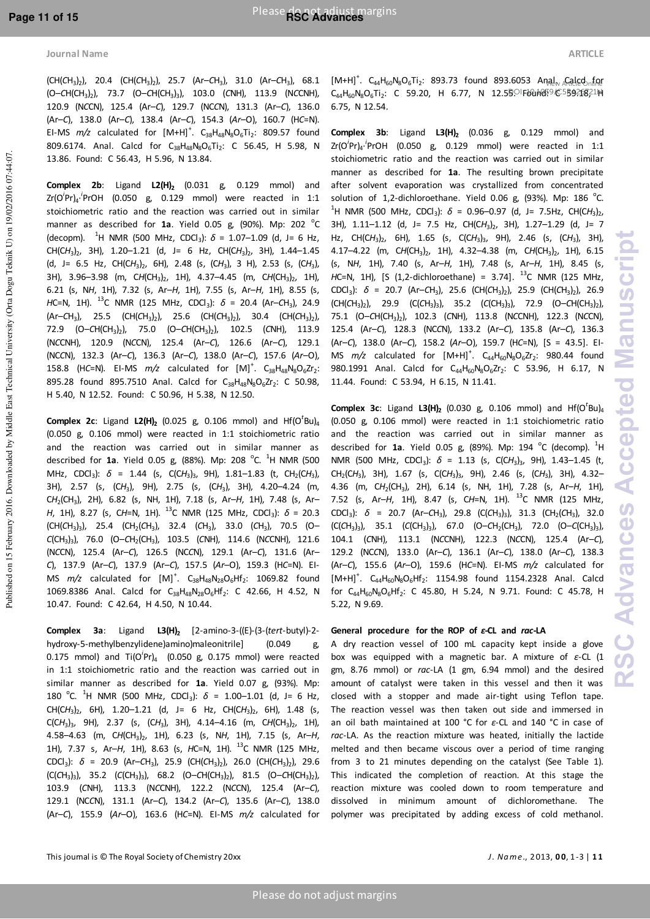(CH(CH$_3$)$_2$), 20.4 (CH(CH$_3$)$_2$), 25.7 (Ar–CH$_3$), 31.0 (Ar–CH$_3$), 68.1 (O–CH(CH$_3$)$_2$), 73.7 (O–CH(CH$_3$)$_3$), 103.0 (CNH), 113.9 (NCCNH), 120.9 (NCCN), 125.4 (Ar–C), 129.7 (NCCN), 131.3 (Ar–C), 136.0 (Ar–C), 138.0 (Ar–C), 138.4 (Ar–C), 154.3 (Ar–O), 160.7 (HC=N). EI-MS $m/z$ calculated for $[M+H]^+$. $C_{38}H_{48}N_8O_6Ti_2$: 809.57 found 809.6174. Anal. Calcd for $C_{38}H_{48}N_8O_6Ti_2$: C 56.45, H 5.98, N 13.86. Found: C 56.43, H 5.96, N 13.84.

**Complex 2b**: Ligand **L2(H)$_2$** (0.031 g, 0.129 mmol) and Zr(O$^i$Pr)$_4$·$^i$PrOH (0.050 g, 0.129 mmol) were reacted in 1:1 stoichiometric ratio and the reaction was carried out in similar manner as described for **1a**. Yield 0.05 g, (90%). Mp: 202 °C (decopm). $^1$H NMR (500 MHz, CDCl$_3$): $\delta$ = 1.07–1.09 (d, J= 6 Hz, CH(CH$_3$)$_2$, 3H), 1.20–1.21 (d, J= 6 Hz, CH(CH$_3$)$_2$, 3H), 1.44–1.45 (d, J= 6.5 Hz, CH(CH$_3$)$_2$, 6H), 2.48 (s, (CH$_3$), 3 H), 2.53 (s, (CH$_3$), 3H), 3.96–3.98 (m, CH(CH$_3$)$_2$, 1H), 4.37–4.45 (m, CH(CH$_3$)$_2$, 1H), 6.21 (s, NH, 1H), 7.32 (s, Ar–H, 1H), 7.55 (s, Ar–H, 1H), 8.55 (s, HC=N, 1H). $^{13}$C NMR (125 MHz, CDCl$_3$): $\delta$ = 20.4 (Ar–CH$_3$), 24.9 (Ar–CH$_3$), 25.5 (CH(CH$_3$)$_2$), 25.6 (CH(CH$_3$)$_2$), 30.4 (CH(CH$_3$)$_2$), 72.9 (O–CH(CH$_3$)$_2$), 75.0 (O–CH(CH$_3$)$_2$), 102.5 (CNH), 113.9 (NCCNH), 120.9 (NCCN), 125.4 (Ar–C), 126.6 (Ar–C), 129.1 (NCCN), 132.3 (Ar–C), 136.3 (Ar–C), 138.0 (Ar–C), 157.6 (Ar–O), 158.8 (HC=N). EI-MS $m/z$ calculated for $[M]^+$. $C_{38}H_{48}N_8O_6Zr_2$: 895.28 found 895.7510 Anal. Calcd for $C_{38}H_{48}N_8O_6Zr_2$: C 50.98, H 5.40, N 12.52. Found: C 50.96, H 5.38, N 12.50.

**Complex 2c**: Ligand **L2(H)$_2$** (0.025 g, 0.106 mmol) and Hf(O$^t$Bu)$_4$ (0.050 g, 0.106 mmol) were reacted in 1:1 stoichiometric ratio and the reaction was carried out in similar manner as described for **1a**. Yield 0.05 g, (88%). Mp: 208 °C. $^1$H NMR (500 MHz, CDCl$_3$): $\delta$ = 1.44 (s, C(CH$_3$)$_3$, 9H), 1.81–1.83 (t, CH$_2$(CH$_3$), 3H), 2.57 (s, (CH$_3$), 9H), 2.75 (s, (CH$_3$), 3H), 4.20–4.24 (m, CH$_2$(CH$_3$), 2H), 6.82 (s, NH, 1H), 7.18 (s, Ar–H, 1H), 7.48 (s, Ar–H, 1H), 8.27 (s, CH=N, 1H). $^{13}$C NMR (125 MHz, CDCl$_3$): $\delta$ = 20.3 (CH(CH$_3$)$_3$), 25.4 (CH$_2$(CH$_3$), 32.4 (CH$_3$), 33.0 (CH$_3$), 70.5 (O–C(CH$_3$)$_3$), 76.0 (O–CH$_2$(CH$_3$), 103.5 (CNH), 114.6 (NCCNH), 121.6 (NCCN), 125.4 (Ar–C), 126.5 (NCCN), 129.1 (Ar–C), 131.6 (Ar–C), 137.9 (Ar–C), 137.9 (Ar–C), 157.5 (Ar–O), 159.3 (HC=N). EI-MS $m/z$ calculated for $[M]^+$. $C_{38}H_{48}N_{28}O_6Hf_2$: 1069.82 found 1069.8386 Anal. Calcd for $C_{38}H_{48}N_{28}O_6Hf_2$: C 42.66, H 4.52, N 10.47. Found: C 42.64, H 4.50, N 10.44.

**Complex 3a**: Ligand **L3(H)$_2$** [2-amino-3-((E)-(3-(*tert*-butyl)-2-hydroxy-5-methylbenzylidene)amino)maleonitrile] (0.049 g, 0.175 mmol) and Ti(O$^i$Pr)$_4$ (0.050 g, 0.175 mmol) were reacted in 1:1 stoichiometric ratio and the reaction was carried out in similar manner as described for **1a**. Yield 0.07 g, (93%). Mp: 180 °C. $^1$H NMR (500 MHz, CDCl$_3$): $\delta$ = 1.00–1.01 (d, J= 6 Hz, CH(CH$_3$)$_2$, 6H), 1.20–1.21 (d, J= 6 Hz, CH(CH$_3$)$_2$, 6H), 1.48 (s, C(CH$_3$)$_3$, 9H), 2.37 (s, (CH$_3$), 3H), 4.14–4.16 (m, CH(CH$_3$)$_2$, 1H), 4.58–4.63 (m, CH(CH$_3$)$_2$, 1H), 6.23 (s, NH, 1H), 7.15 (s, Ar–H, 1H), 7.37 s, Ar–H, 1H), 8.63 (s, HC=N, 1H). $^{13}$C NMR (125 MHz, CDCl$_3$): $\delta$ = 20.9 (Ar–CH$_3$), 25.9 (CH(CH$_3$)$_2$), 26.0 (CH(CH$_3$)$_2$), 29.6 (C(CH$_3$)$_3$), 35.2 (C(CH$_3$)$_3$), 68.2 (O–CH(CH$_3$)$_2$), 81.5 (O–CH(CH$_3$)$_2$), 103.9 (CNH), 113.3 (NCCNH), 122.2 (NCCN), 125.4 (Ar–C), 129.1 (NCCN), 131.1 (Ar–C), 134.2 (Ar–C), 135.6 (Ar–C), 138.0 (Ar–C), 155.9 (Ar–O), 163.6 (HC=N). EI-MS $m/z$ calculated for $[M+H]^+$. $C_{44}H_{60}N_8O_6Ti_2$: 893.73 found 893.6053 Anal. Calcd for $C_{44}H_{60}N_8O_6Ti_2$: C 59.20, H 6.77, N 12.55. Found: C 59.18, H 6.75, N 12.54.

**Complex 3b**: Ligand **L3(H)$_2$** (0.036 g, 0.129 mmol) and Zr(O$^i$Pr)$_4$·$^i$PrOH (0.050 g, 0.129 mmol) were reacted in 1:1 stoichiometric ratio and the reaction was carried out in similar manner as described for **1a**. The resulting brown precipitate after solvent evaporation was crystallized from concentrated solution of 1,2-dichloroethane. Yield 0.06 g, (93%). Mp: 186 °C. $^1$H NMR (500 MHz, CDCl$_3$): $\delta$ = 0.96–0.97 (d, J= 7.5Hz, CH(CH$_3$)$_2$, 3H), 1.11–1.12 (d, J= 7.5 Hz, CH(CH$_3$)$_2$, 3H), 1.27–1.29 (d, J= 7 Hz, CH(CH$_3$)$_2$, 6H), 1.65 (s, C(CH$_3$)$_3$, 9H), 2.46 (s, (CH$_3$), 3H), 4.17–4.22 (m, CH(CH$_3$)$_2$, 1H), 4.32–4.38 (m, CH(CH$_3$)$_2$, 1H), 6.15 (s, NH, 1H), 7.40 (s, Ar–H, 1H), 7.48 (s, Ar–H, 1H), 8.45 (s, HC=N, 1H), [S (1,2-dichloroethane) = 3.74]. $^{13}$C NMR (125 MHz, CDCl$_3$): $\delta$ = 20.7 (Ar–CH$_3$), 25.6 (CH(CH$_3$)$_2$), 25.9 (CH(CH$_3$)$_2$), 26.9 (CH(CH$_3$)$_2$), 29.9 (C(CH$_3$)$_3$), 35.2 (C(CH$_3$)$_3$), 72.9 (O–CH(CH$_3$)$_2$), 75.1 (O–CH(CH$_3$)$_2$), 102.3 (CNH), 113.8 (NCCNH), 122.3 (NCCN), 125.4 (Ar–C), 128.3 (NCCN), 133.2 (Ar–C), 135.8 (Ar–C), 136.3 (Ar–C), 138.0 (Ar–C), 158.2 (Ar–O), 159.7 (HC=N), [S = 43.5]. EI-MS $m/z$ calculated for $[M+H]^+$. $C_{44}H_{60}N_8O_6Zr_2$: 980.44 found 980.1991 Anal. Calcd for $C_{44}H_{60}N_8O_6Zr_2$: C 53.96, H 6.17, N 11.44. Found: C 53.94, H 6.15, N 11.41.

**Complex 3c**: Ligand **L3(H)$_2$** (0.030 g, 0.106 mmol) and Hf(O$^t$Bu)$_4$ (0.050 g, 0.106 mmol) were reacted in 1:1 stoichiometric ratio and the reaction was carried out in similar manner as described for **1a**. Yield 0.05 g, (89%). Mp: 194 °C (decomp). $^1$H NMR (500 MHz, CDCl$_3$): $\delta$ = 1.13 (s, C(CH$_3$)$_3$, 9H), 1.43–1.45 (t, CH$_2$(CH$_3$), 3H), 1.67 (s, C(CH$_3$)$_3$, 9H), 2.46 (s, (CH$_3$), 3H), 4.32–4.36 (m, CH$_2$(CH$_3$), 2H), 6.14 (s, NH, 1H), 7.28 (s, Ar–H, 1H), 7.52 (s, Ar–H, 1H), 8.47 (s, CH=N, 1H). $^{13}$C NMR (125 MHz, CDCl$_3$): $\delta$ = 20.7 (Ar–CH$_3$), 29.8 (C(CH$_3$)$_3$), 31.3 (CH$_2$(CH$_3$), 32.0 (C(CH$_3$)$_3$), 35.1 (C(CH$_3$)$_3$), 67.0 (O–CH$_2$(CH$_3$), 72.0 (O–C(CH$_3$)$_3$), 104.1 (CNH), 113.1 (NCCNH), 122.3 (NCCN), 125.4 (Ar–C), 129.2 (NCCN), 133.0 (Ar–C), 136.1 (Ar–C), 138.0 (Ar–C), 138.3 (Ar–C), 155.6 (Ar–O), 159.6 (HC=N). EI-MS $m/z$ calculated for $[M+H]^+$. $C_{44}H_{60}N_8O_6Hf_2$: 1154.98 found 1154.2328 Anal. Calcd for $C_{44}H_{60}N_8O_6Hf_2$: C 45.80, H 5.24, N 9.71. Found: C 45.78, H 5.22, N 9.69.

### General procedure for the ROP of ε-CL and *rac*-LA

A dry reaction vessel of 100 mL capacity kept inside a glove box was equipped with a magnetic bar. A mixture of ε-CL (1 gm, 8.76 mmol) or *rac*-LA (1 gm, 6.94 mmol) and the desired amount of catalyst were taken in this vessel and then it was closed with a stopper and made air-tight using Teflon tape. The reaction vessel was then taken out side and immersed in an oil bath maintained at 100 °C for ε-CL and 140 °C in case of *rac*-LA. As the reaction mixture was heated, initially the lactide melted and then became viscous over a period of time ranging from 3 to 21 minutes depending on the catalyst (See Table 1). This indicated the completion of reaction. At this stage the reaction mixture was cooled down to room temperature and dissolved in minimum amount of dichloromethane. The polymer was precipitated by adding excess of cold methanol.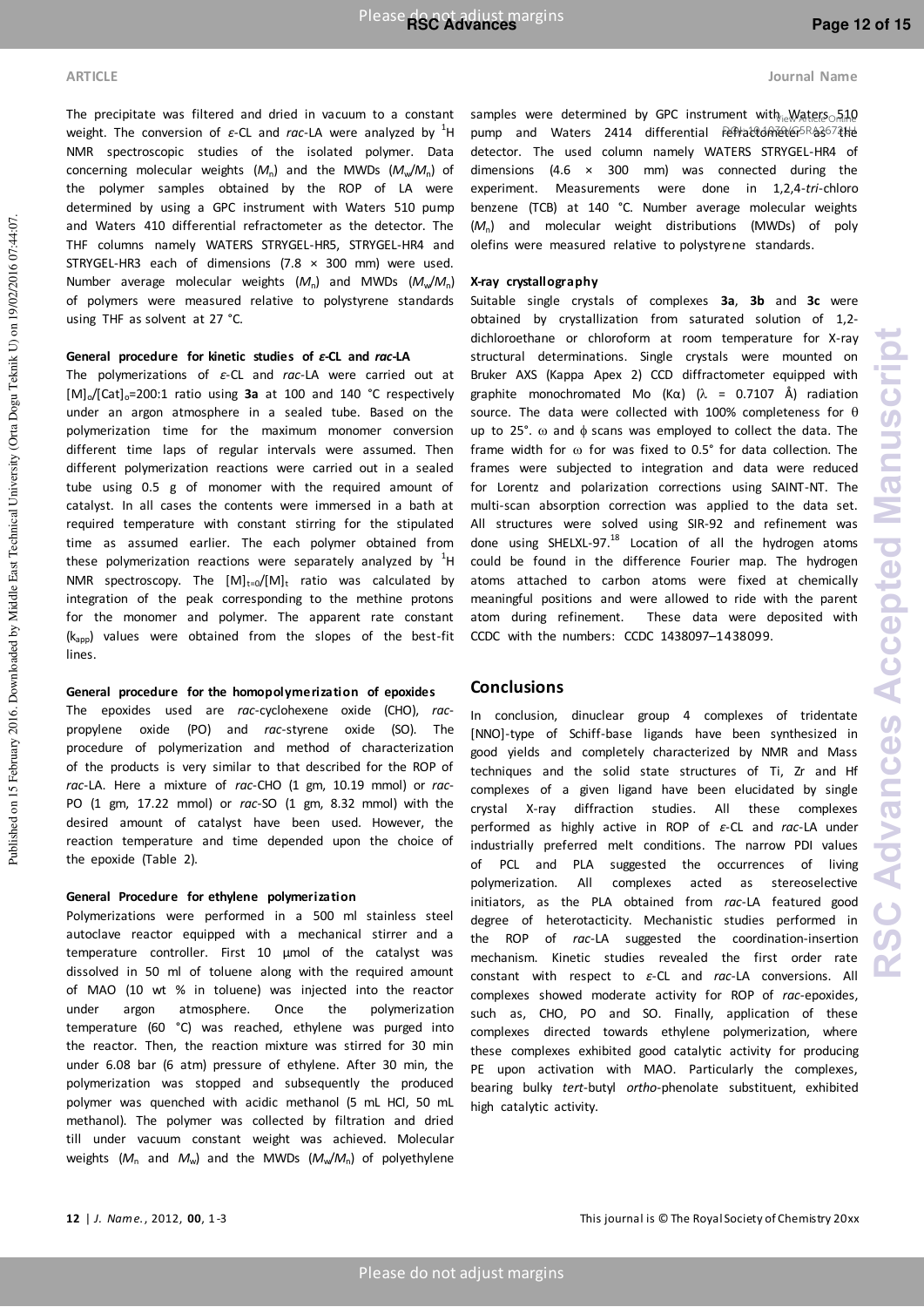The precipitate was filtered and dried in vacuum to a constant weight. The conversion of *ε*-CL and *rac*-LA were analyzed by $^1$H NMR spectroscopic studies of the isolated polymer. Data concerning molecular weights ($M_n$) and the MWDs ($M_w/M_n$) of the polymer samples obtained by the ROP of LA were determined by using a GPC instrument with Waters 510 pump and Waters 410 differential refractometer as the detector. The THF columns namely WATERS STRYGEL-HR5, STRYGEL-HR4 and STRYGEL-HR3 each of dimensions (7.8 × 300 mm) were used. Number average molecular weights ($M_n$) and MWDs ($M_w/M_n$) of polymers were measured relative to polystyrene standards using THF as solvent at 27 °C.

#### General procedure for kinetic studies of *ε*-CL and *rac*-LA

The polymerizations of *ε*-CL and *rac*-LA were carried out at $[M]_o/[Cat]_o$=200:1 ratio using **3a** at 100 and 140 °C respectively under an argon atmosphere in a sealed tube. Based on the polymerization time for the maximum monomer conversion different time laps of regular intervals were assumed. Then different polymerization reactions were carried out in a sealed tube using 0.5 g of monomer with the required amount of catalyst. In all cases the contents were immersed in a bath at required temperature with constant stirring for the stipulated time as assumed earlier. The each polymer obtained from these polymerization reactions were separately analyzed by $^1$H NMR spectroscopy. The $[M]_{t=0}/[M]_t$ ratio was calculated by integration of the peak corresponding to the methine protons for the monomer and polymer. The apparent rate constant ($k_{app}$) values were obtained from the slopes of the best-fit lines.

#### General procedure for the homopolymerization of epoxides

The epoxides used are *rac*-cyclohexene oxide (CHO), *rac*-propylene oxide (PO) and *rac*-styrene oxide (SO). The procedure of polymerization and method of characterization of the products is very similar to that described for the ROP of *rac*-LA. Here a mixture of *rac*-CHO (1 gm, 10.19 mmol) or *rac*-PO (1 gm, 17.22 mmol) or *rac*-SO (1 gm, 8.32 mmol) with the desired amount of catalyst have been used. However, the reaction temperature and time depended upon the choice of the epoxide (Table 2).

#### General Procedure for ethylene polymerization

Polymerizations were performed in a 500 ml stainless steel autoclave reactor equipped with a mechanical stirrer and a temperature controller. First 10 μmol of the catalyst was dissolved in 50 ml of toluene along with the required amount of MAO (10 wt % in toluene) was injected into the reactor under argon atmosphere. Once the polymerization temperature (60 °C) was reached, ethylene was purged into the reactor. Then, the reaction mixture was stirred for 30 min under 6.08 bar (6 atm) pressure of ethylene. After 30 min, the polymerization was stopped and subsequently the produced polymer was quenched with acidic methanol (5 mL HCl, 50 mL methanol). The polymer was collected by filtration and dried till under vacuum constant weight was achieved. Molecular weights ($M_n$ and $M_w$) and the MWDs ($M_w/M_n$) of polyethylene samples were determined by GPC instrument with Waters 510 pump and Waters 2414 differential refractometer as the detector. The used column namely WATERS STRYGEL-HR4 of dimensions (4.6 × 300 mm) was connected during the experiment. Measurements were done in 1,2,4-*tri*-chloro benzene (TCB) at 140 °C. Number average molecular weights ($M_n$) and molecular weight distributions (MWDs) of poly olefins were measured relative to polystyrene standards.

#### X-ray crystallography

Suitable single crystals of complexes **3a**, **3b** and **3c** were obtained by crystallization from saturated solution of 1,2-dichloroethane or chloroform at room temperature for X-ray structural determinations. Single crystals were mounted on Bruker AXS (Kappa Apex 2) CCD diffractometer equipped with graphite monochromated Mo (Kα) ($\lambda$ = 0.7107 Å) radiation source. The data were collected with 100% completeness for $\theta$ up to 25°. $\omega$ and $\phi$ scans was employed to collect the data. The frame width for $\omega$ for was fixed to 0.5° for data collection. The frames were subjected to integration and data were reduced for Lorentz and polarization corrections using SAINT-NT. The multi-scan absorption correction was applied to the data set. All structures were solved using SIR-92 and refinement was done using SHELXL-97.[18] Location of all the hydrogen atoms could be found in the difference Fourier map. The hydrogen atoms attached to carbon atoms were fixed at chemically meaningful positions and were allowed to ride with the parent atom during refinement. These data were deposited with CCDC with the numbers: CCDC 1438097–1438099.

## Conclusions

In conclusion, dinuclear group 4 complexes of tridentate [NNO]-type of Schiff-base ligands have been synthesized in good yields and completely characterized by NMR and Mass techniques and the solid state structures of Ti, Zr and Hf complexes of a given ligand have been elucidated by single crystal X-ray diffraction studies. All these complexes performed as highly active in ROP of *ε*-CL and *rac*-LA under industrially preferred melt conditions. The narrow PDI values of PCL and PLA suggested the occurrences of living polymerization. All complexes acted as stereoselective initiators, as the PLA obtained from *rac*-LA featured good degree of heterotacticity. Mechanistic studies performed in the ROP of *rac*-LA suggested the coordination-insertion mechanism. Kinetic studies revealed the first order rate constant with respect to *ε*-CL and *rac*-LA conversions. All complexes showed moderate activity for ROP of *rac*-epoxides, such as, CHO, PO and SO. Finally, application of these complexes directed towards ethylene polymerization, where these complexes exhibited good catalytic activity for producing PE upon activation with MAO. Particularly the complexes, bearing bulky *tert*-butyl *ortho*-phenolate substituent, exhibited high catalytic activity.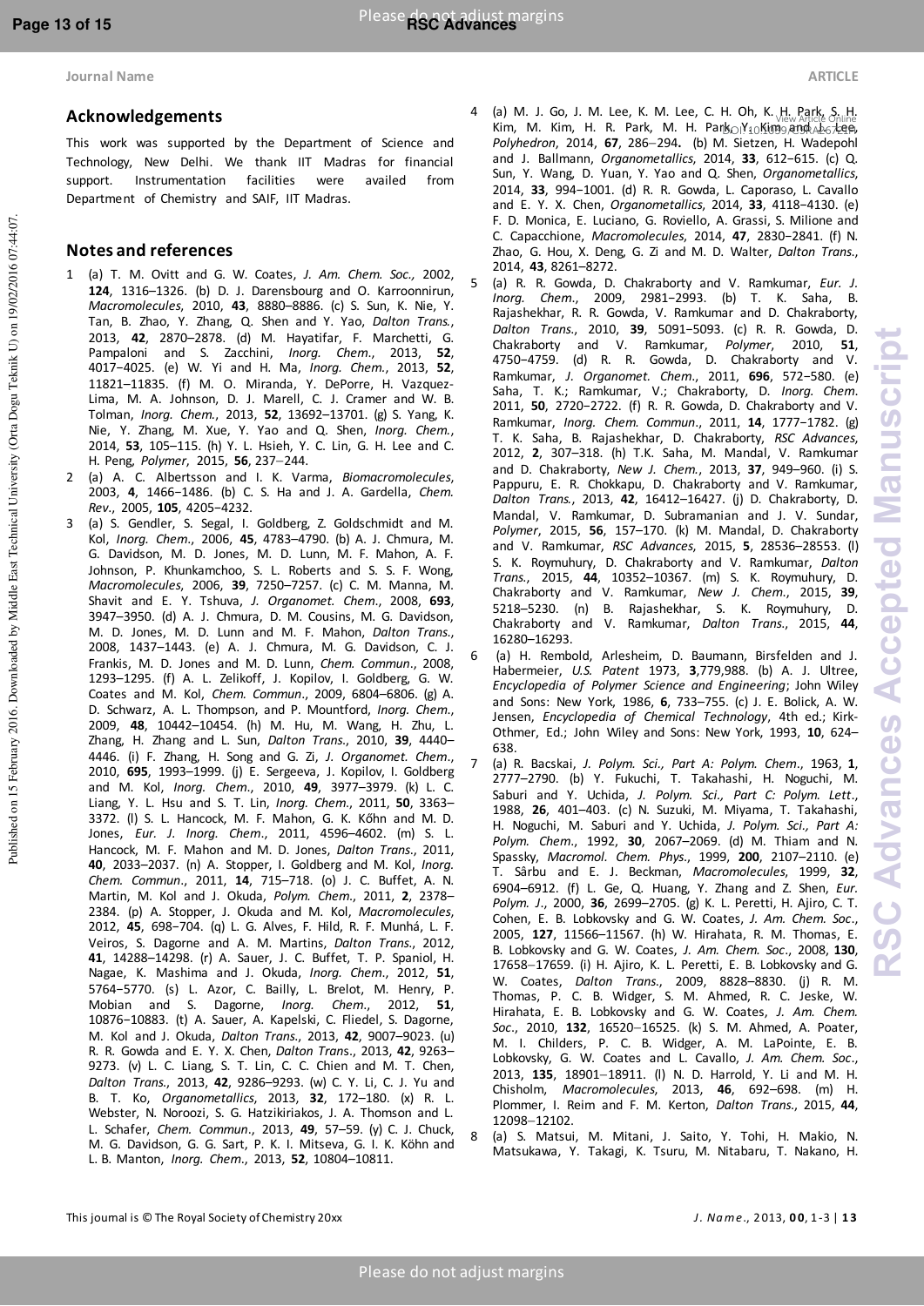## Acknowledgements

This work was supported by the Department of Science and Technology, New Delhi. We thank IIT Madras for financial support. Instrumentation facilities were availed from Department of Chemistry and SAIF, IIT Madras.

## Notes and references

1. (a) T. M. Ovitt and G. W. Coates, *J. Am. Chem. Soc.*, 2002, **124**, 1316–1326. (b) D. J. Darensbourg and O. Karroonnirun, *Macromolecules*, 2010, **43**, 8880–8886. (c) S. Sun, K. Nie, Y. Tan, B. Zhao, Y. Zhang, Q. Shen and Y. Yao, *Dalton Trans.*, 2013, **42**, 2870–2878. (d) M. Hayatifar, F. Marchetti, G. Pampaloni and S. Zacchini, *Inorg. Chem.*, 2013, **52**, 4017–4025. (e) W. Yi and H. Ma, *Inorg. Chem.*, 2013, **52**, 11821–11835. (f) M. O. Miranda, Y. DePorre, H. Vazquez-Lima, M. A. Johnson, D. J. Marell, C. J. Cramer and W. B. Tolman, *Inorg. Chem.*, 2013, **52**, 13692–13701. (g) S. Yang, K. Nie, Y. Zhang, M. Xue, Y. Yao and Q. Shen, *Inorg. Chem.*, 2014, **53**, 105–115. (h) Y. L. Hsieh, Y. C. Lin, G. H. Lee and C. H. Peng, *Polymer*, 2015, **56**, 237–244.
2. (a) A. C. Albertsson and I. K. Varma, *Biomacromolecules*, 2003, **4**, 1466–1486. (b) C. S. Ha and J. A. Gardella, *Chem. Rev.*, 2005, **105**, 4205–4232.
3. (a) S. Gendler, S. Segal, I. Goldberg, Z. Goldschmidt and M. Kol, *Inorg. Chem.*, 2006, **45**, 4783–4790. (b) A. J. Chmura, M. G. Davidson, M. D. Jones, M. D. Lunn, M. F. Mahon, A. F. Johnson, P. Khunkamchoo, S. L. Roberts and S. S. F. Wong, *Macromolecules*, 2006, **39**, 7250–7257. (c) C. M. Manna, M. Shavit and E. Y. Tshuva, *J. Organomet. Chem.*, 2008, **693**, 3947–3950. (d) A. J. Chmura, D. M. Cousins, M. G. Davidson, M. D. Jones, M. D. Lunn and M. F. Mahon, *Dalton Trans.*, 2008, 1437–1443. (e) A. J. Chmura, M. G. Davidson, C. J. Frankis, M. D. Jones and M. D. Lunn, *Chem. Commun.*, 2008, 1293–1295. (f) A. L. Zelikoff, J. Kopilov, I. Goldberg, G. W. Coates and M. Kol, *Chem. Commun.*, 2009, 6804–6806. (g) A. D. Schwarz, A. L. Thompson, and P. Mountford, *Inorg. Chem.*, 2009, **48**, 10442–10454. (h) M. Hu, M. Wang, H. Zhu, L. Zhang, H. Zhang and L. Sun, *Dalton Trans.*, 2010, **39**, 4440–4446. (i) F. Zhang, H. Song and G. Zi, *J. Organomet. Chem.*, 2010, **695**, 1993–1999. (j) E. Sergeeva, J. Kopilov, I. Goldberg and M. Kol, *Inorg. Chem.*, 2010, **49**, 3977–3979. (k) L. C. Liang, Y. L. Hsu and S. T. Lin, *Inorg. Chem.*, 2011, **50**, 3363–3372. (l) S. L. Hancock, M. F. Mahon, G. K. Kőhn and M. D. Jones, *Eur. J. Inorg. Chem.*, 2011, 4596–4602. (m) S. L. Hancock, M. F. Mahon and M. D. Jones, *Dalton Trans.*, 2011, **40**, 2033–2037. (n) A. Stopper, I. Goldberg and M. Kol, *Inorg. Chem. Commun.*, 2011, **14**, 715–718. (o) J. C. Buffet, A. N. Martin, M. Kol and J. Okuda, *Polym. Chem.*, 2011, **2**, 2378–2384. (p) A. Stopper, J. Okuda and M. Kol, *Macromolecules*, 2012, **45**, 698–704. (q) L. G. Alves, F. Hild, R. F. Munhá, L. F. Veiros, S. Dagorne and A. M. Martins, *Dalton Trans.*, 2012, **41**, 14288–14298. (r) A. Sauer, J. C. Buffet, T. P. Spaniol, H. Nagae, K. Mashima and J. Okuda, *Inorg. Chem.*, 2012, **51**, 5764–5770. (s) L. Azor, C. Bailly, L. Brelot, M. Henry, P. Mobian and S. Dagorne, *Inorg. Chem.*, 2012, **51**, 10876–10883. (t) A. Sauer, A. Kapelski, C. Fliedel, S. Dagorne, M. Kol and J. Okuda, *Dalton Trans.*, 2013, **42**, 9007–9023. (u) R. R. Gowda and E. Y. X. Chen, *Dalton Trans.*, 2013, **42**, 9263–9273. (v) L. C. Liang, S. T. Lin, C. C. Chien and M. T. Chen, *Dalton Trans.*, 2013, **42**, 9286–9293. (w) C. Y. Li, C. J. Yu and B. T. Ko, *Organometallics*, 2013, **32**, 172–180. (x) R. L. Webster, N. Noroozi, S. G. Hatzikiriakos, J. A. Thomson and L. L. Schafer, *Chem. Commun.*, 2013, **49**, 57–59. (y) C. J. Chuck, M. G. Davidson, G. G. Sart, P. K. I. Mitseva, G. I. K. Köhn and L. B. Manton, *Inorg. Chem.*, 2013, **52**, 10804–10811.
4. (a) M. J. Go, J. M. Lee, K. M. Lee, C. H. Oh, K. H. Park, S. H. Kim, M. Kim, H. R. Park, M. H. Park, Y. Kim and J. Lee, *Polyhedron*, 2014, **67**, 286–294. (b) M. Sietzen, H. Wadepohl and J. Ballmann, *Organometallics*, 2014, **33**, 612–615. (c) Q. Sun, Y. Wang, D. Yuan, Y. Yao and Q. Shen, *Organometallics*, 2014, **33**, 994–1001. (d) R. R. Gowda, L. Caporaso, L. Cavallo and E. Y. X. Chen, *Organometallics*, 2014, **33**, 4118–4130. (e) F. D. Monica, E. Luciano, G. Roviello, A. Grassi, S. Milione and C. Capacchione, *Macromolecules*, 2014, **47**, 2830–2841. (f) N. Zhao, G. Hou, X. Deng, G. Zi and M. D. Walter, *Dalton Trans.*, 2014, **43**, 8261–8272.
5. (a) R. R. Gowda, D. Chakraborty and V. Ramkumar, *Eur. J. Inorg. Chem.*, 2009, 2981–2993. (b) T. K. Saha, B. Rajashekhar, R. R. Gowda, V. Ramkumar and D. Chakraborty, *Dalton Trans.*, 2010, **39**, 5091–5093. (c) R. R. Gowda, D. Chakraborty and V. Ramkumar, *Polymer*, 2010, **51**, 4750–4759. (d) R. R. Gowda, D. Chakraborty and V. Ramkumar, *J. Organomet. Chem.*, 2011, **696**, 572–580. (e) Saha, T. K.; Ramkumar, V.; Chakraborty, D. *Inorg. Chem.* 2011, **50**, 2720–2722. (f) R. R. Gowda, D. Chakraborty and V. Ramkumar, *Inorg. Chem. Commun.*, 2011, **14**, 1777–1782. (g) T. K. Saha, B. Rajashekhar, D. Chakraborty, *RSC Advances*, 2012, **2**, 307–318. (h) T.K. Saha, M. Mandal, V. Ramkumar and D. Chakraborty, *New J. Chem.*, 2013, **37**, 949–960. (i) S. Pappuru, E. R. Chokkapu, D. Chakraborty and V. Ramkumar, *Dalton Trans.*, 2013, **42**, 16412–16427. (j) D. Chakraborty, D. Mandal, V. Ramkumar, D. Subramanian and J. V. Sundar, *Polymer*, 2015, **56**, 157–170. (k) M. Mandal, D. Chakraborty and V. Ramkumar, *RSC Advances*, 2015, **5**, 28536–28553. (l) S. K. Roymuhury, D. Chakraborty and V. Ramkumar, *Dalton Trans.*, 2015, **44**, 10352–10367. (m) S. K. Roymuhury, D. Chakraborty and V. Ramkumar, *New J. Chem.*, 2015, **39**, 5218–5230. (n) B. Rajashekhar, S. K. Roymuhury, D. Chakraborty and V. Ramkumar, *Dalton Trans.*, 2015, **44**, 16280–16293.
6. (a) H. Rembold, Arlesheim, D. Baumann, Birsfelden and J. Habermeier, *U.S. Patent* 1973, **3**,779,988. (b) A. J. Ultree, *Encyclopedia of Polymer Science and Engineering*; John Wiley and Sons: New York, 1986, **6**, 733–755. (c) J. E. Bolick, A. W. Jensen, *Encyclopedia of Chemical Technology*, 4th ed.; Kirk-Othmer, Ed.; John Wiley and Sons: New York, 1993, **10**, 624–638.
7. (a) R. Bacskai, *J. Polym. Sci., Part A: Polym. Chem.*, 1963, **1**, 2777–2790. (b) Y. Fukuchi, T. Takahashi, H. Noguchi, M. Saburi and Y. Uchida, *J. Polym. Sci., Part C: Polym. Lett.*, 1988, **26**, 401–403. (c) N. Suzuki, M. Miyama, T. Takahashi, H. Noguchi, M. Saburi and Y. Uchida, *J. Polym. Sci., Part A: Polym. Chem.*, 1992, **30**, 2067–2069. (d) M. Thiam and N. Spassky, *Macromol. Chem. Phys.*, 1999, **200**, 2107–2110. (e) T. Sârbu and E. J. Beckman, *Macromolecules*, 1999, **32**, 6904–6912. (f) L. Ge, Q. Huang, Y. Zhang and Z. Shen, *Eur. Polym. J.*, 2000, **36**, 2699–2705. (g) K. L. Peretti, H. Ajiro, C. T. Cohen, E. B. Lobkovsky and G. W. Coates, *J. Am. Chem. Soc.*, 2005, **127**, 11566–11567. (h) W. Hirahata, R. M. Thomas, E. B. Lobkovsky and G. W. Coates, *J. Am. Chem. Soc.*, 2008, **130**, 17658–17659. (i) H. Ajiro, K. L. Peretti, E. B. Lobkovsky and G. W. Coates, *Dalton Trans.*, 2009, 8828–8830. (j) R. M. Thomas, P. C. B. Widger, S. M. Ahmed, R. C. Jeske, W. Hirahata, E. B. Lobkovsky and G. W. Coates, *J. Am. Chem. Soc.*, 2010, **132**, 16520–16525. (k) S. M. Ahmed, A. Poater, M. I. Childers, P. C. B. Widger, A. M. LaPointe, E. B. Lobkovsky, G. W. Coates and L. Cavallo, *J. Am. Chem. Soc.*, 2013, **135**, 18901–18911. (l) N. D. Harrold, Y. Li and M. H. Chisholm, *Macromolecules*, 2013, **46**, 692–698. (m) H. Plommer, I. Reim and F. M. Kerton, *Dalton Trans.*, 2015, **44**, 12098–12102.
8. (a) S. Matsui, M. Mitani, J. Saito, Y. Tohi, H. Makio, N. Matsukawa, Y. Takagi, K. Tsuru, M. Nitabaru, T. Nakano, H.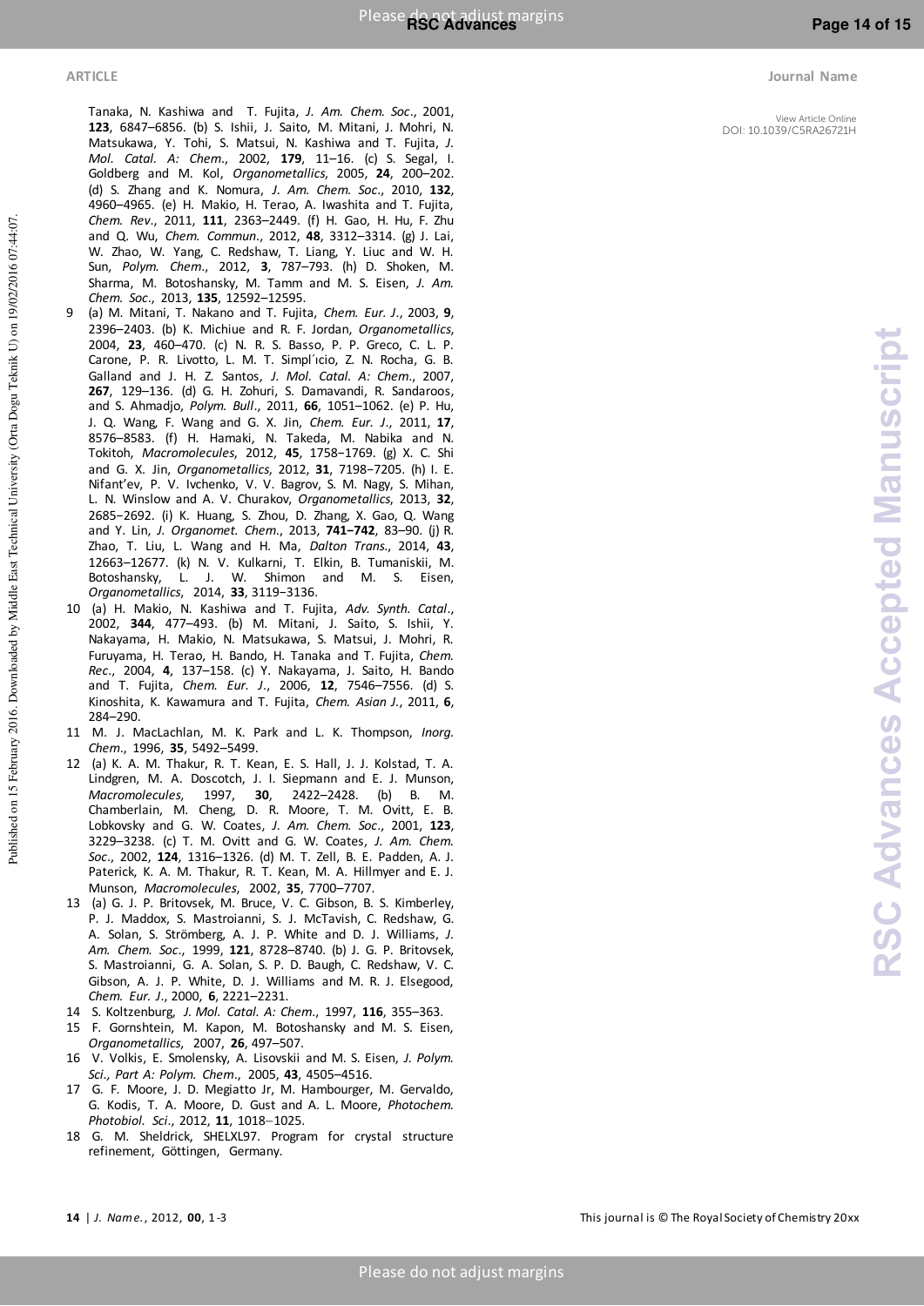Tanaka, N. Kashiwa and T. Fujita, *J. Am. Chem. Soc*., 2001, **123**, 6847–6856. (b) S. Ishii, J. Saito, M. Mitani, J. Mohri, N. Matsukawa, Y. Tohi, S. Matsui, N. Kashiwa and T. Fujita, *J. Mol. Catal. A: Chem*., 2002, **179**, 11–16. (c) S. Segal, I. Goldberg and M. Kol, *Organometallics*, 2005, **24**, 200–202. (d) S. Zhang and K. Nomura, *J. Am. Chem. Soc*., 2010, **132**, 4960–4965. (e) H. Makio, H. Terao, A. Iwashita and T. Fujita, *Chem. Rev*., 2011, **111**, 2363–2449. (f) H. Gao, H. Hu, F. Zhu and Q. Wu, *Chem. Commun*., 2012, **48**, 3312–3314. (g) J. Lai, W. Zhao, W. Yang, C. Redshaw, T. Liang, Y. Liuc and W. H. Sun, *Polym. Chem*., 2012, **3**, 787–793. (h) D. Shoken, M. Sharma, M. Botoshansky, M. Tamm and M. S. Eisen, *J. Am. Chem. Soc*., 2013, **135**, 12592–12595.

9 (a) M. Mitani, T. Nakano and T. Fujita, *Chem. Eur. J*., 2003, **9**, 2396–2403. (b) K. Michiue and R. F. Jordan, *Organometallics*, 2004, **23**, 460–470. (c) N. R. S. Basso, P. P. Greco, C. L. P. Carone, P. R. Livotto, L. M. T. Simpl´ıcio, Z. N. Rocha, G. B. Galland and J. H. Z. Santos, *J. Mol. Catal. A: Chem*., 2007, **267**, 129–136. (d) G. H. Zohuri, S. Damavandi, R. Sandaroos, and S. Ahmadjo, *Polym. Bull*., 2011, **66**, 1051–1062. (e) P. Hu, J. Q. Wang, F. Wang and G. X. Jin, *Chem. Eur. J*., 2011, **17**, 8576–8583. (f) H. Hamaki, N. Takeda, M. Nabika and N. Tokitoh, *Macromolecules*, 2012, **45**, 1758−1769. (g) X. C. Shi and G. X. Jin, *Organometallics*, 2012, **31**, 7198−7205. (h) I. E. Nifant'ev, P. V. Ivchenko, V. V. Bagrov, S. M. Nagy, S. Mihan, L. N. Winslow and A. V. Churakov, *Organometallics*, 2013, **32**, 2685−2692. (i) K. Huang, S. Zhou, D. Zhang, X. Gao, Q. Wang and Y. Lin, *J. Organomet. Chem*., 2013, **741–742**, 83–90. (j) R. Zhao, T. Liu, L. Wang and H. Ma, *Dalton Trans*., 2014, **43**, 12663−12677. (k) N. V. Kulkarni, T. Elkin, B. Tumaniskii, M. Botoshansky, L. J. W. Shimon and M. S. Eisen, *Organometallics*, 2014, **33**, 3119−3136.

10 (a) H. Makio, N. Kashiwa and T. Fujita, *Adv. Synth. Catal*., 2002, **344**, 477–493. (b) M. Mitani, J. Saito, S. Ishii, Y. Nakayama, H. Makio, N. Matsukawa, S. Matsui, J. Mohri, R. Furuyama, H. Terao, H. Bando, H. Tanaka and T. Fujita, *Chem. Rec*., 2004, **4**, 137–158. (c) Y. Nakayama, J. Saito, H. Bando and T. Fujita, *Chem. Eur. J*., 2006, **12**, 7546–7556. (d) S. Kinoshita, K. Kawamura and T. Fujita, *Chem. Asian J*., 2011, **6**, 284–290.

11 M. J. MacLachlan, M. K. Park and L. K. Thompson, *Inorg. Chem*., 1996, **35**, 5492–5499.

12 (a) K. A. M. Thakur, R. T. Kean, E. S. Hall, J. J. Kolstad, T. A. Lindgren, M. A. Doscotch, J. I. Siepmann and E. J. Munson, *Macromolecules*, 1997, **30**, 2422–2428. (b) B. M. Chamberlain, M. Cheng, D. R. Moore, T. M. Ovitt, E. B. Lobkovsky and G. W. Coates, *J. Am. Chem. Soc*., 2001, **123**, 3229–3238. (c) T. M. Ovitt and G. W. Coates, *J. Am. Chem. Soc*., 2002, **124**, 1316–1326. (d) M. T. Zell, B. E. Padden, A. J. Paterick, K. A. M. Thakur, R. T. Kean, M. A. Hillmyer and E. J. Munson, *Macromolecules*, 2002, **35**, 7700–7707.

13 (a) G. J. P. Britovsek, M. Bruce, V. C. Gibson, B. S. Kimberley, P. J. Maddox, S. Mastroianni, S. J. McTavish, C. Redshaw, G. A. Solan, S. Strömberg, A. J. P. White and D. J. Williams, *J. Am. Chem. Soc*., 1999, **121**, 8728–8740. (b) J. G. P. Britovsek, S. Mastroianni, G. A. Solan, S. P. D. Baugh, C. Redshaw, V. C. Gibson, A. J. P. White, D. J. Williams and M. R. J. Elsegood, *Chem. Eur. J*., 2000, **6**, 2221–2231.

14 S. Koltzenburg, *J. Mol. Catal. A: Chem*., 1997, **116**, 355–363.

15 F. Gornshtein, M. Kapon, M. Botoshansky and M. S. Eisen, *Organometallics*, 2007, **26**, 497–507.

16 V. Volkis, E. Smolensky, A. Lisovskii and M. S. Eisen, *J. Polym. Sci., Part A: Polym. Chem*., 2005, **43**, 4505–4516.

17 G. F. Moore, J. D. Megiatto Jr, M. Hambourger, M. Gervaldo, G. Kodis, T. A. Moore, D. Gust and A. L. Moore, *Photochem. Photobiol. Sci*., 2012, **11**, 1018−1025.

18 G. M. Sheldrick, SHELXL97. Program for crystal structure refinement, Göttingen, Germany.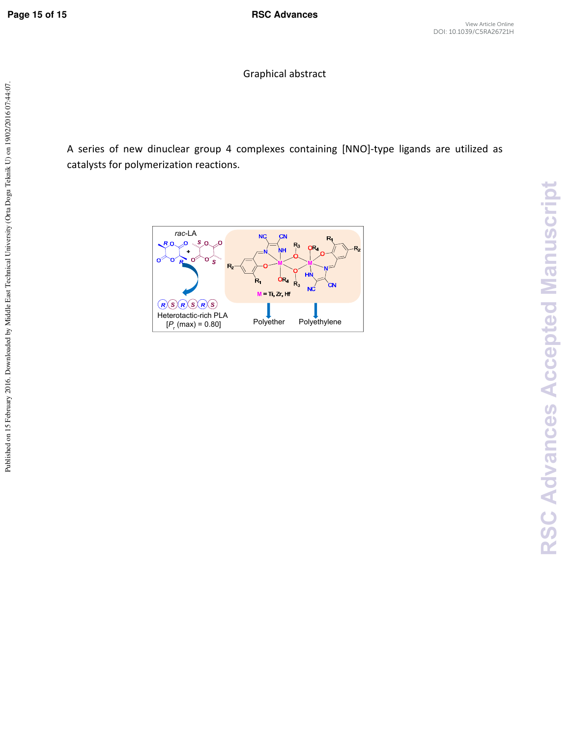Graphical abstract

A series of new dinuclear group 4 complexes containing [NNO]-type ligands are utilized as catalysts for polymerization reactions.

*rac*-LA

Heterotactic-rich PLA
[$P_r$ (max) = 0.80]

M = Ti, Zr, Hf

Polyether

Polyethylene